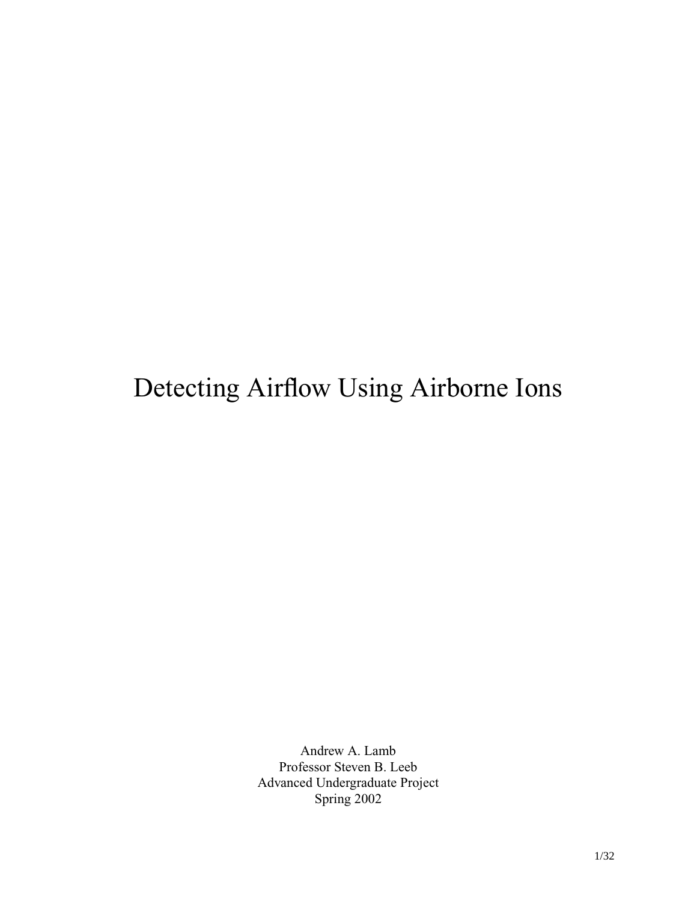# Detecting Airflow Using Airborne Ions

Andrew A. Lamb  
Professor Steven B. Leeb  
Advanced Undergraduate Project  
Spring 2002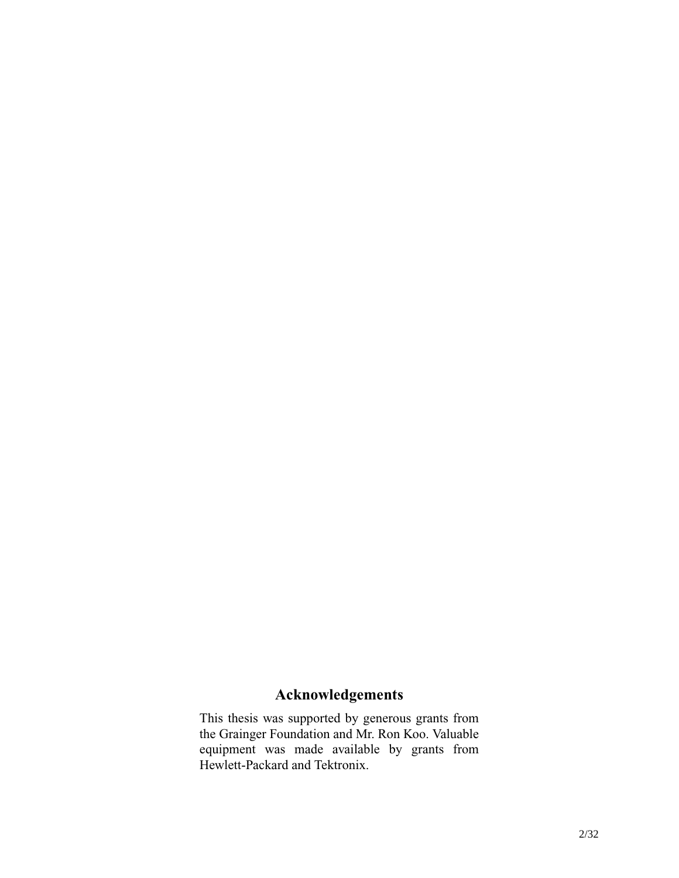## Acknowledgements

This thesis was supported by generous grants from the Grainger Foundation and Mr. Ron Koo. Valuable equipment was made available by grants from Hewlett-Packard and Tektronix.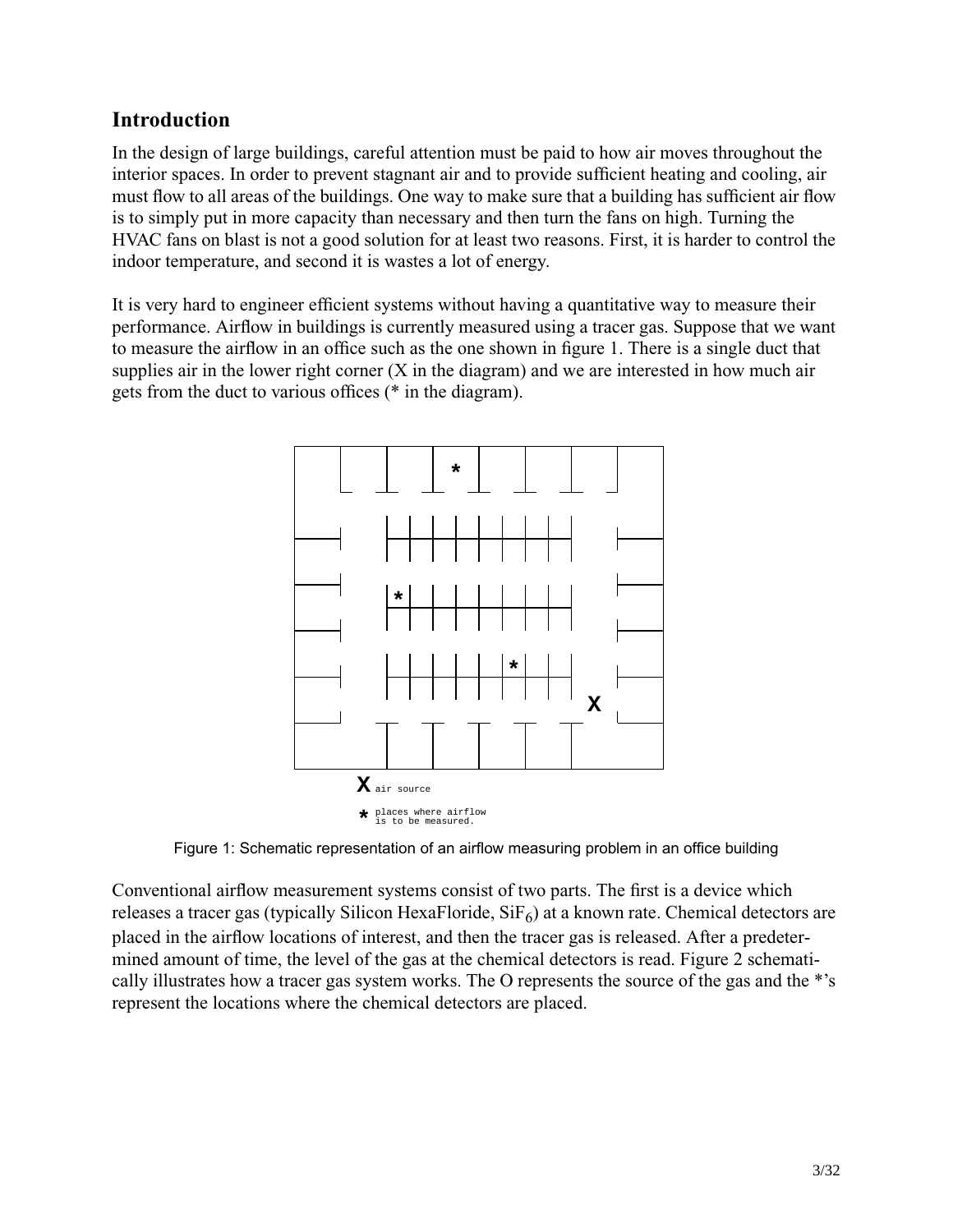## Introduction

In the design of large buildings, careful attention must be paid to how air moves throughout the interior spaces. In order to prevent stagnant air and to provide sufficient heating and cooling, air must flow to all areas of the buildings. One way to make sure that a building has sufficient air flow is to simply put in more capacity than necessary and then turn the fans on high. Turning the HVAC fans on blast is not a good solution for at least two reasons. First, it is harder to control the indoor temperature, and second it is wastes a lot of energy.

It is very hard to engineer efficient systems without having a quantitative way to measure their performance. Airflow in buildings is currently measured using a tracer gas. Suppose that we want to measure the airflow in an office such as the one shown in figure 1. There is a single duct that supplies air in the lower right corner (X in the diagram) and we are interested in how much air gets from the duct to various offices (* in the diagram).

X air source

* places where airflow is to be measured.

Figure 1: Schematic representation of an airflow measuring problem in an office building

Conventional airflow measurement systems consist of two parts. The first is a device which releases a tracer gas (typically Silicon HexaFloride, $SiF_6$) at a known rate. Chemical detectors are placed in the airflow locations of interest, and then the tracer gas is released. After a predetermined amount of time, the level of the gas at the chemical detectors is read. Figure 2 schematically illustrates how a tracer gas system works. The O represents the source of the gas and the *'s represent the locations where the chemical detectors are placed.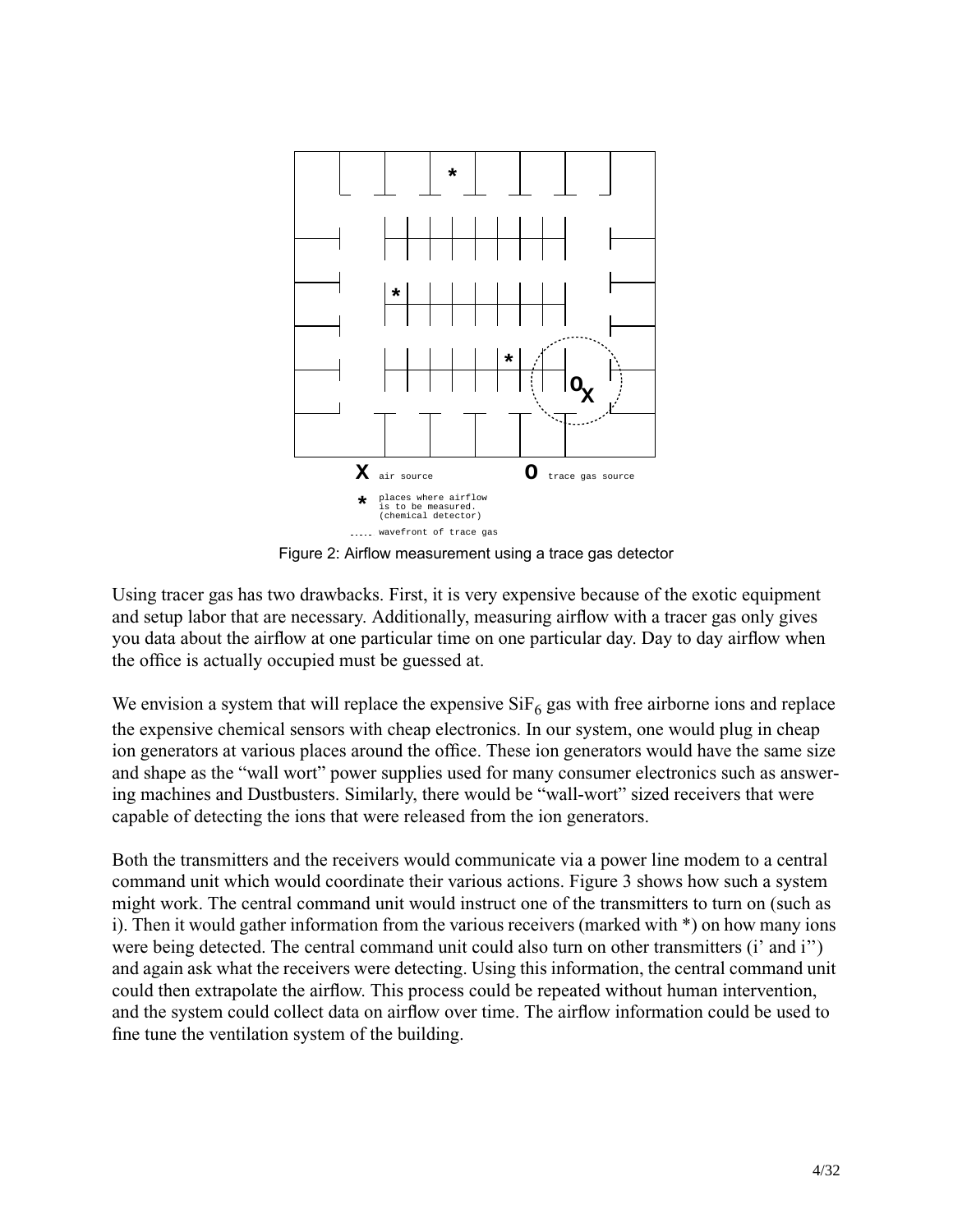Figure 2: Airflow measurement using a trace gas detector

Using tracer gas has two drawbacks. First, it is very expensive because of the exotic equipment and setup labor that are necessary. Additionally, measuring airflow with a tracer gas only gives you data about the airflow at one particular time on one particular day. Day to day airflow when the office is actually occupied must be guessed at.

We envision a system that will replace the expensive $SiF_6$ gas with free airborne ions and replace the expensive chemical sensors with cheap electronics. In our system, one would plug in cheap ion generators at various places around the office. These ion generators would have the same size and shape as the "wall wort" power supplies used for many consumer electronics such as answering machines and Dustbusters. Similarly, there would be "wall-wort" sized receivers that were capable of detecting the ions that were released from the ion generators.

Both the transmitters and the receivers would communicate via a power line modem to a central command unit which would coordinate their various actions. Figure 3 shows how such a system might work. The central command unit would instruct one of the transmitters to turn on (such as i). Then it would gather information from the various receivers (marked with *) on how many ions were being detected. The central command unit could also turn on other transmitters (i' and i'') and again ask what the receivers were detecting. Using this information, the central command unit could then extrapolate the airflow. This process could be repeated without human intervention, and the system could collect data on airflow over time. The airflow information could be used to fine tune the ventilation system of the building.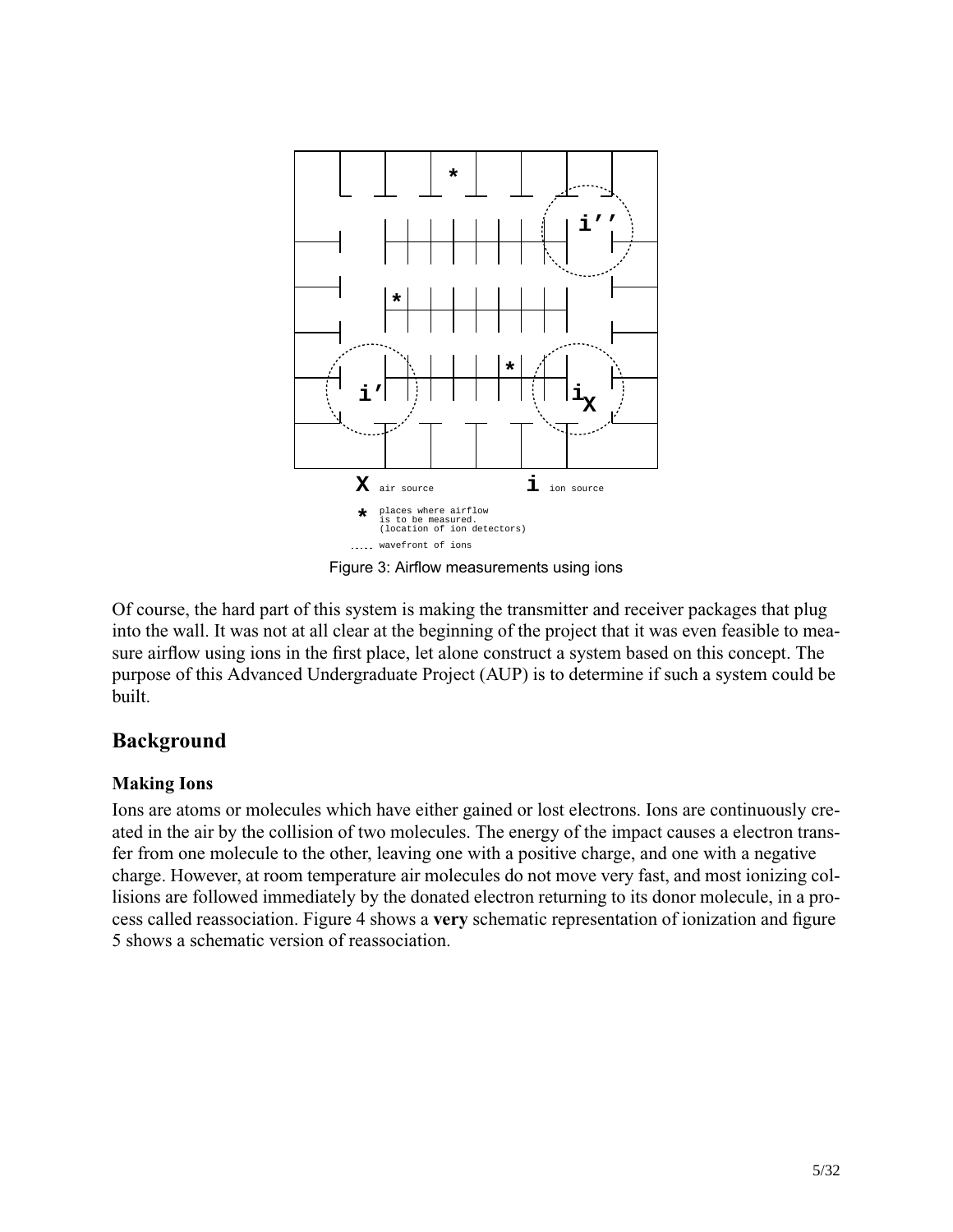Figure 3: Airflow measurements using ions

Of course, the hard part of this system is making the transmitter and receiver packages that plug into the wall. It was not at all clear at the beginning of the project that it was even feasible to measure airflow using ions in the first place, let alone construct a system based on this concept. The purpose of this Advanced Undergraduate Project (AUP) is to determine if such a system could be built.

## Background

### Making Ions

Ions are atoms or molecules which have either gained or lost electrons. Ions are continuously created in the air by the collision of two molecules. The energy of the impact causes a electron transfer from one molecule to the other, leaving one with a positive charge, and one with a negative charge. However, at room temperature air molecules do not move very fast, and most ionizing collisions are followed immediately by the donated electron returning to its donor molecule, in a process called reassociation. Figure 4 shows a **very** schematic representation of ionization and figure 5 shows a schematic version of reassociation.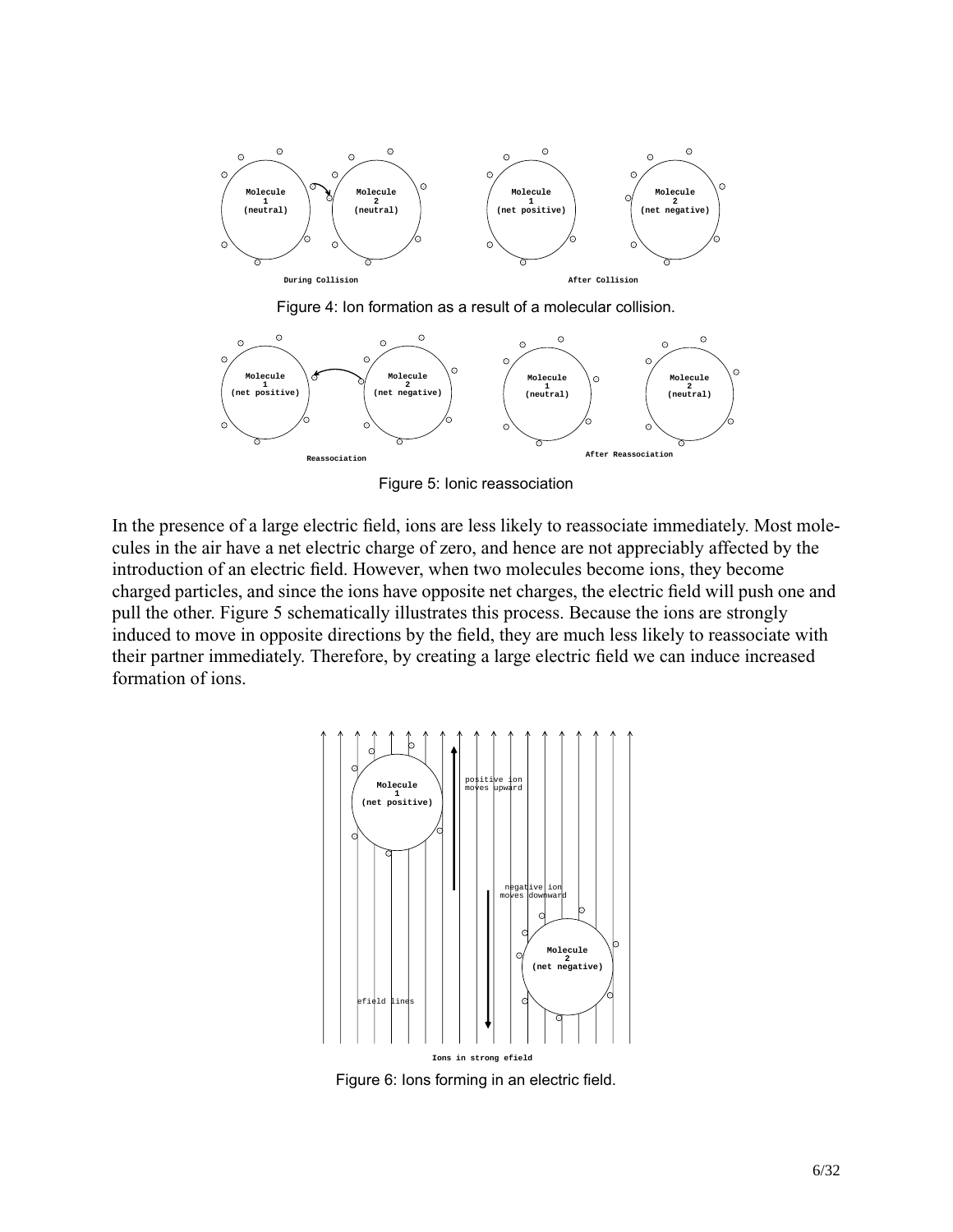Figure 4: Ion formation as a result of a molecular collision.

Figure 5: Ionic reassociation

In the presence of a large electric field, ions are less likely to reassociate immediately. Most molecules in the air have a net electric charge of zero, and hence are not appreciably affected by the introduction of an electric field. However, when two molecules become ions, they become charged particles, and since the ions have opposite net charges, the electric field will push one and pull the other. Figure 5 schematically illustrates this process. Because the ions are strongly induced to move in opposite directions by the field, they are much less likely to reassociate with their partner immediately. Therefore, by creating a large electric field we can induce increased formation of ions.

Figure 6: Ions forming in an electric field.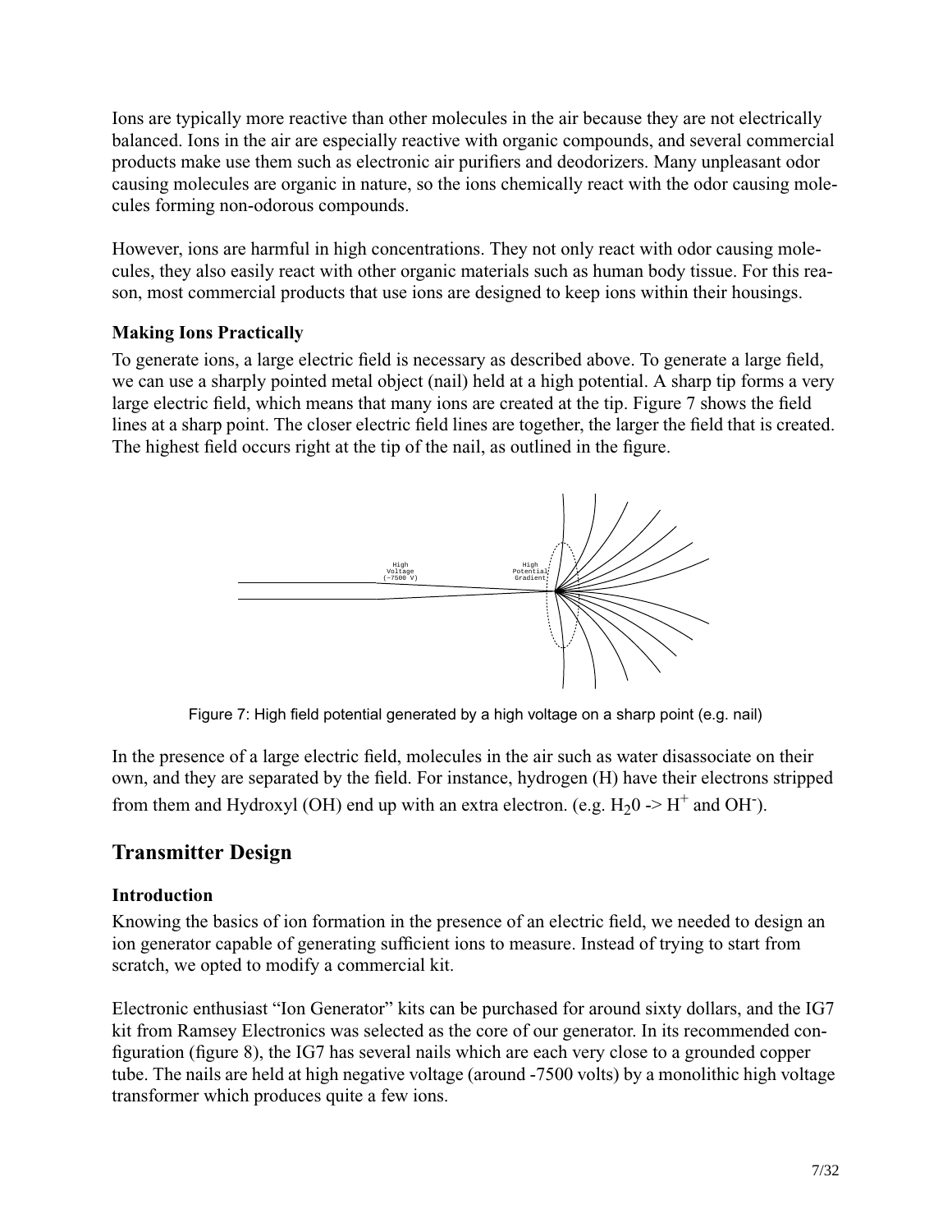Ions are typically more reactive than other molecules in the air because they are not electrically balanced. Ions in the air are especially reactive with organic compounds, and several commercial products make use them such as electronic air purifiers and deodorizers. Many unpleasant odor causing molecules are organic in nature, so the ions chemically react with the odor causing molecules forming non-odorous compounds.

However, ions are harmful in high concentrations. They not only react with odor causing molecules, they also easily react with other organic materials such as human body tissue. For this reason, most commercial products that use ions are designed to keep ions within their housings.

### Making Ions Practically

To generate ions, a large electric field is necessary as described above. To generate a large field, we can use a sharply pointed metal object (nail) held at a high potential. A sharp tip forms a very large electric field, which means that many ions are created at the tip. Figure 7 shows the field lines at a sharp point. The closer electric field lines are together, the larger the field that is created. The highest field occurs right at the tip of the nail, as outlined in the figure.

Figure 7: High field potential generated by a high voltage on a sharp point (e.g. nail)

In the presence of a large electric field, molecules in the air such as water disassociate on their own, and they are separated by the field. For instance, hydrogen (H) have their electrons stripped from them and Hydroxyl (OH) end up with an extra electron. (e.g. $H_20$ -> $H^+$ and $OH^-$).

## Transmitter Design

### Introduction

Knowing the basics of ion formation in the presence of an electric field, we needed to design an ion generator capable of generating sufficient ions to measure. Instead of trying to start from scratch, we opted to modify a commercial kit.

Electronic enthusiast "Ion Generator" kits can be purchased for around sixty dollars, and the IG7 kit from Ramsey Electronics was selected as the core of our generator. In its recommended configuration (figure 8), the IG7 has several nails which are each very close to a grounded copper tube. The nails are held at high negative voltage (around -7500 volts) by a monolithic high voltage transformer which produces quite a few ions.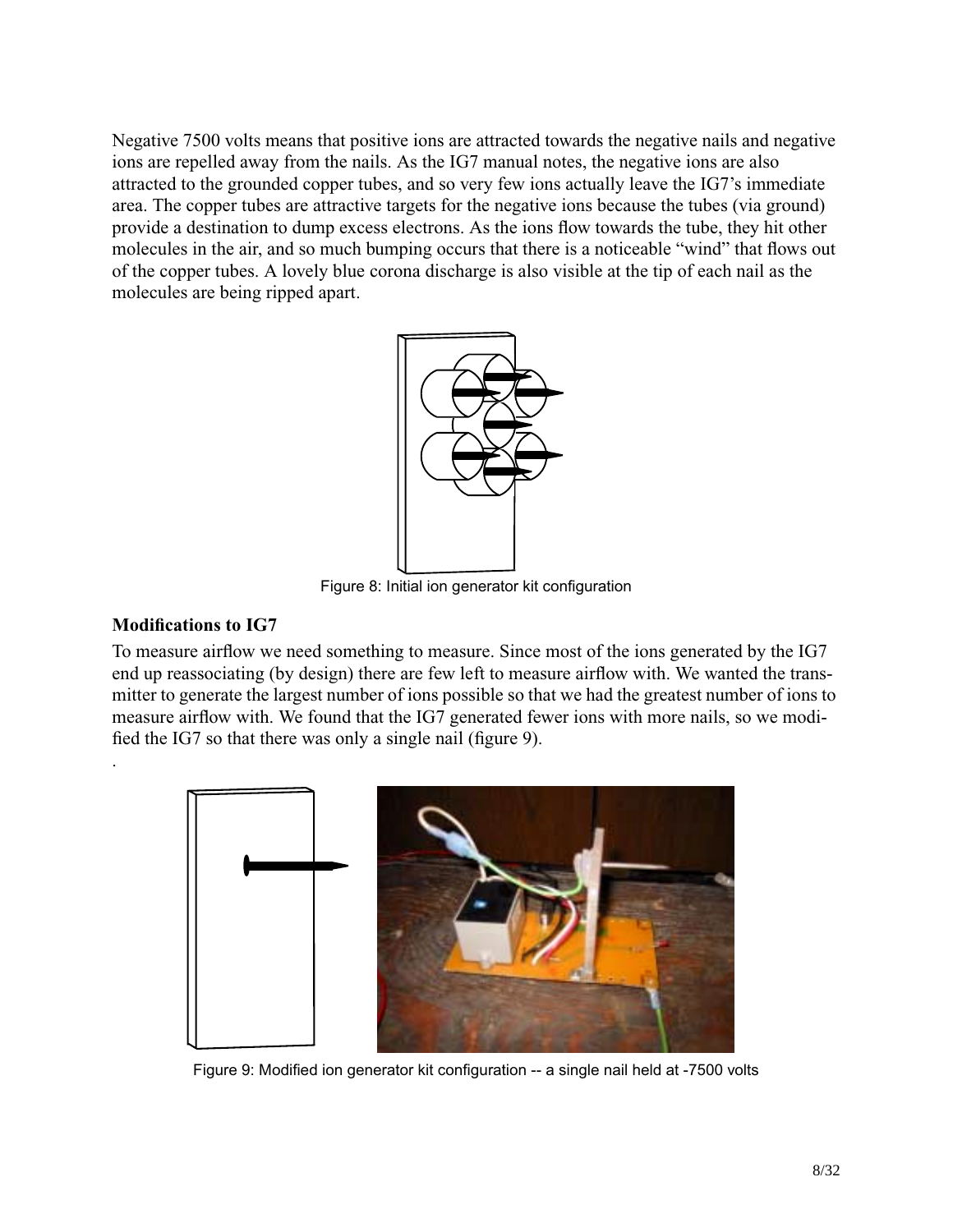Negative 7500 volts means that positive ions are attracted towards the negative nails and negative ions are repelled away from the nails. As the IG7 manual notes, the negative ions are also attracted to the grounded copper tubes, and so very few ions actually leave the IG7's immediate area. The copper tubes are attractive targets for the negative ions because the tubes (via ground) provide a destination to dump excess electrons. As the ions flow towards the tube, they hit other molecules in the air, and so much bumping occurs that there is a noticeable "wind" that flows out of the copper tubes. A lovely blue corona discharge is also visible at the tip of each nail as the molecules are being ripped apart.

Figure 8: Initial ion generator kit configuration

**Modifications to IG7**

To measure airflow we need something to measure. Since most of the ions generated by the IG7 end up reassociating (by design) there are few left to measure airflow with. We wanted the transmitter to generate the largest number of ions possible so that we had the greatest number of ions to measure airflow with. We found that the IG7 generated fewer ions with more nails, so we modified the IG7 so that there was only a single nail (figure 9).

Figure 9: Modified ion generator kit configuration -- a single nail held at -7500 volts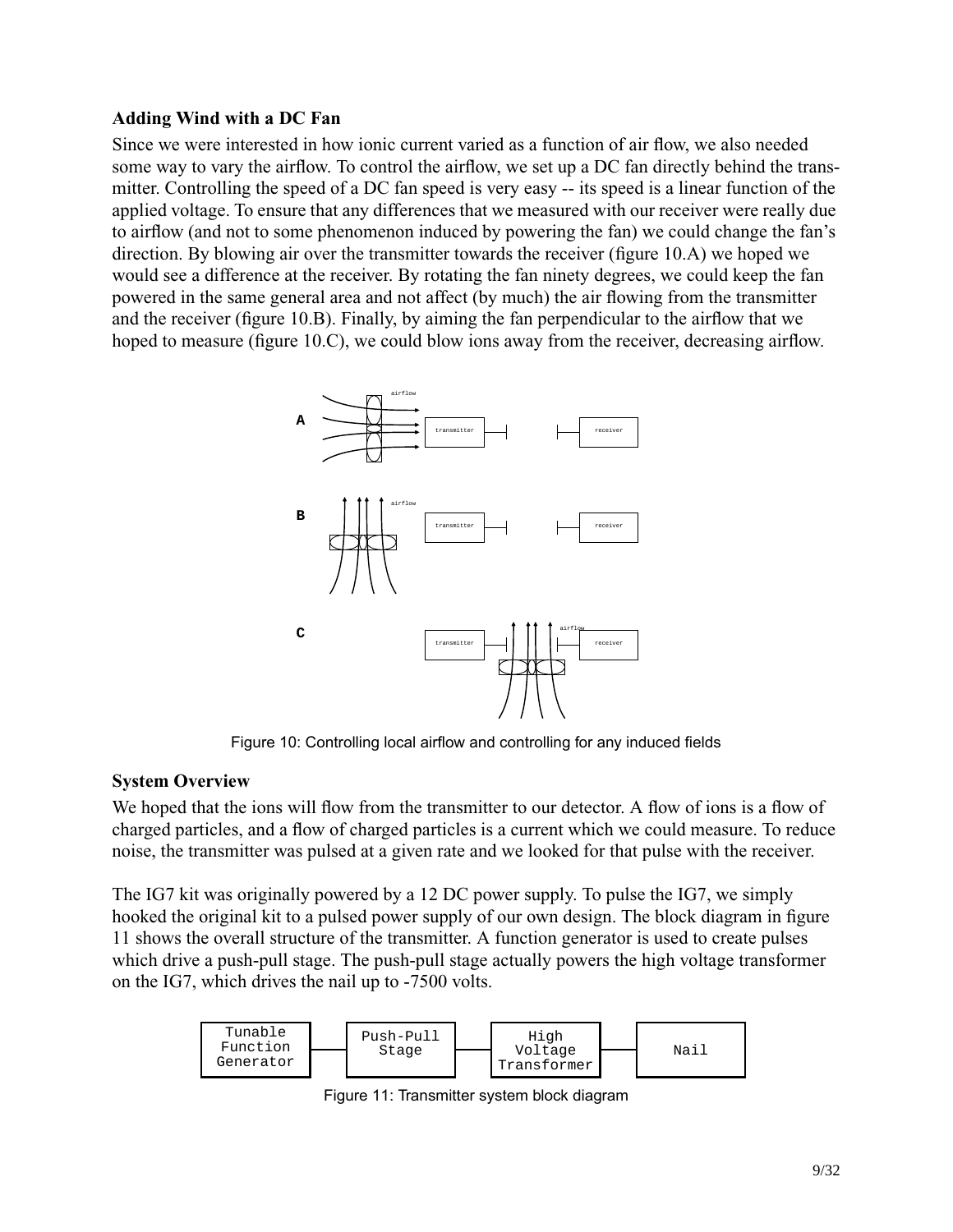### Adding Wind with a DC Fan

Since we were interested in how ionic current varied as a function of air flow, we also needed some way to vary the airflow. To control the airflow, we set up a DC fan directly behind the transmitter. Controlling the speed of a DC fan speed is very easy -- its speed is a linear function of the applied voltage. To ensure that any differences that we measured with our receiver were really due to airflow (and not to some phenomenon induced by powering the fan) we could change the fan's direction. By blowing air over the transmitter towards the receiver (figure 10.A) we hoped we would see a difference at the receiver. By rotating the fan ninety degrees, we could keep the fan powered in the same general area and not affect (by much) the air flowing from the transmitter and the receiver (figure 10.B). Finally, by aiming the fan perpendicular to the airflow that we hoped to measure (figure 10.C), we could blow ions away from the receiver, decreasing airflow.

Figure 10: Controlling local airflow and controlling for any induced fields

### System Overview

We hoped that the ions will flow from the transmitter to our detector. A flow of ions is a flow of charged particles, and a flow of charged particles is a current which we could measure. To reduce noise, the transmitter was pulsed at a given rate and we looked for that pulse with the receiver.

The IG7 kit was originally powered by a 12 DC power supply. To pulse the IG7, we simply hooked the original kit to a pulsed power supply of our own design. The block diagram in figure 11 shows the overall structure of the transmitter. A function generator is used to create pulses which drive a push-pull stage. The push-pull stage actually powers the high voltage transformer on the IG7, which drives the nail up to -7500 volts.

Figure 11: Transmitter system block diagram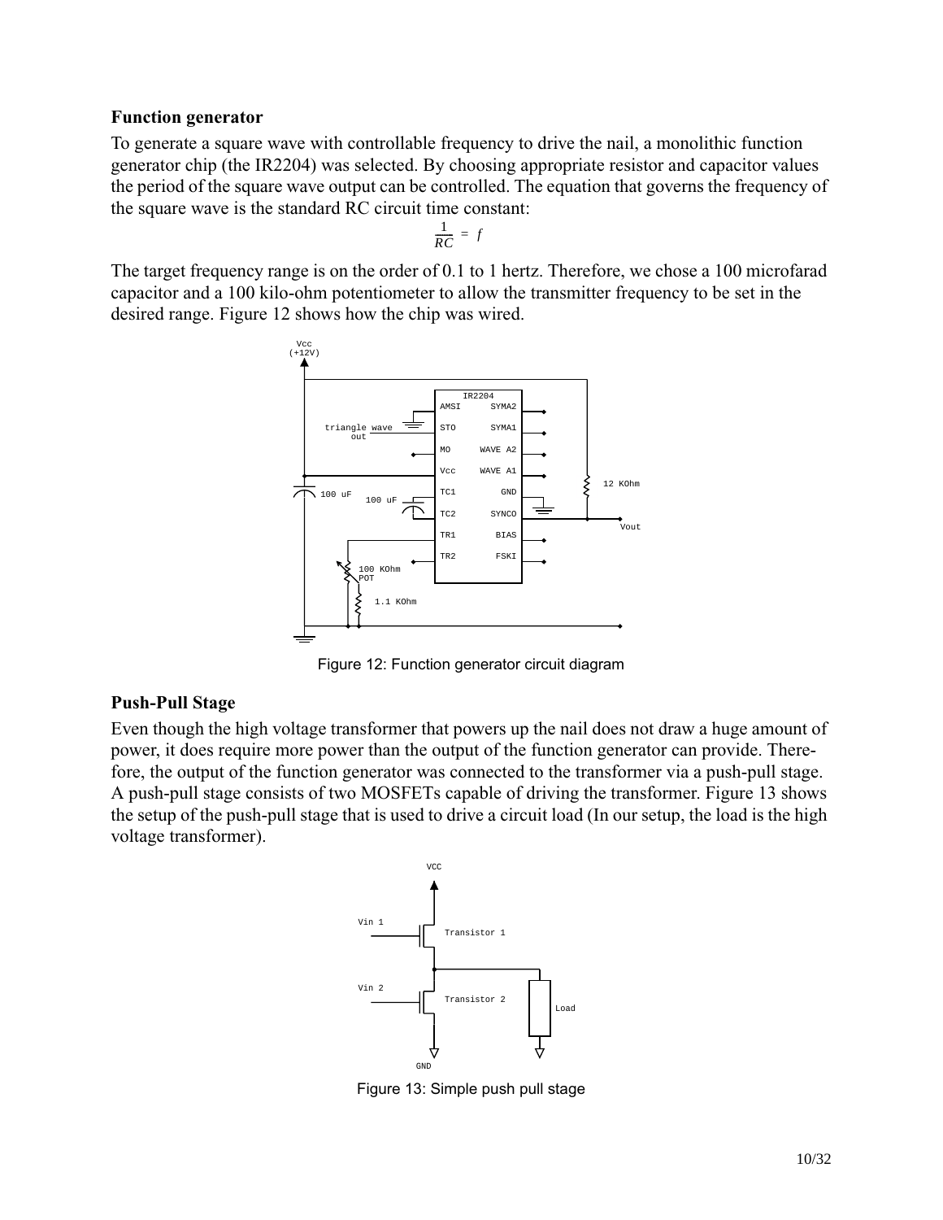### Function generator

To generate a square wave with controllable frequency to drive the nail, a monolithic function generator chip (the IR2204) was selected. By choosing appropriate resistor and capacitor values the period of the square wave output can be controlled. The equation that governs the frequency of the square wave is the standard RC circuit time constant:

$$\frac{1}{RC} = f$$

The target frequency range is on the order of 0.1 to 1 hertz. Therefore, we chose a 100 microfarad capacitor and a 100 kilo-ohm potentiometer to allow the transmitter frequency to be set in the desired range. Figure 12 shows how the chip was wired.

Figure 12: Function generator circuit diagram

### Push-Pull Stage

Even though the high voltage transformer that powers up the nail does not draw a huge amount of power, it does require more power than the output of the function generator can provide. Therefore, the output of the function generator was connected to the transformer via a push-pull stage. A push-pull stage consists of two MOSFETs capable of driving the transformer. Figure 13 shows the setup of the push-pull stage that is used to drive a circuit load (In our setup, the load is the high voltage transformer).

Figure 13: Simple push pull stage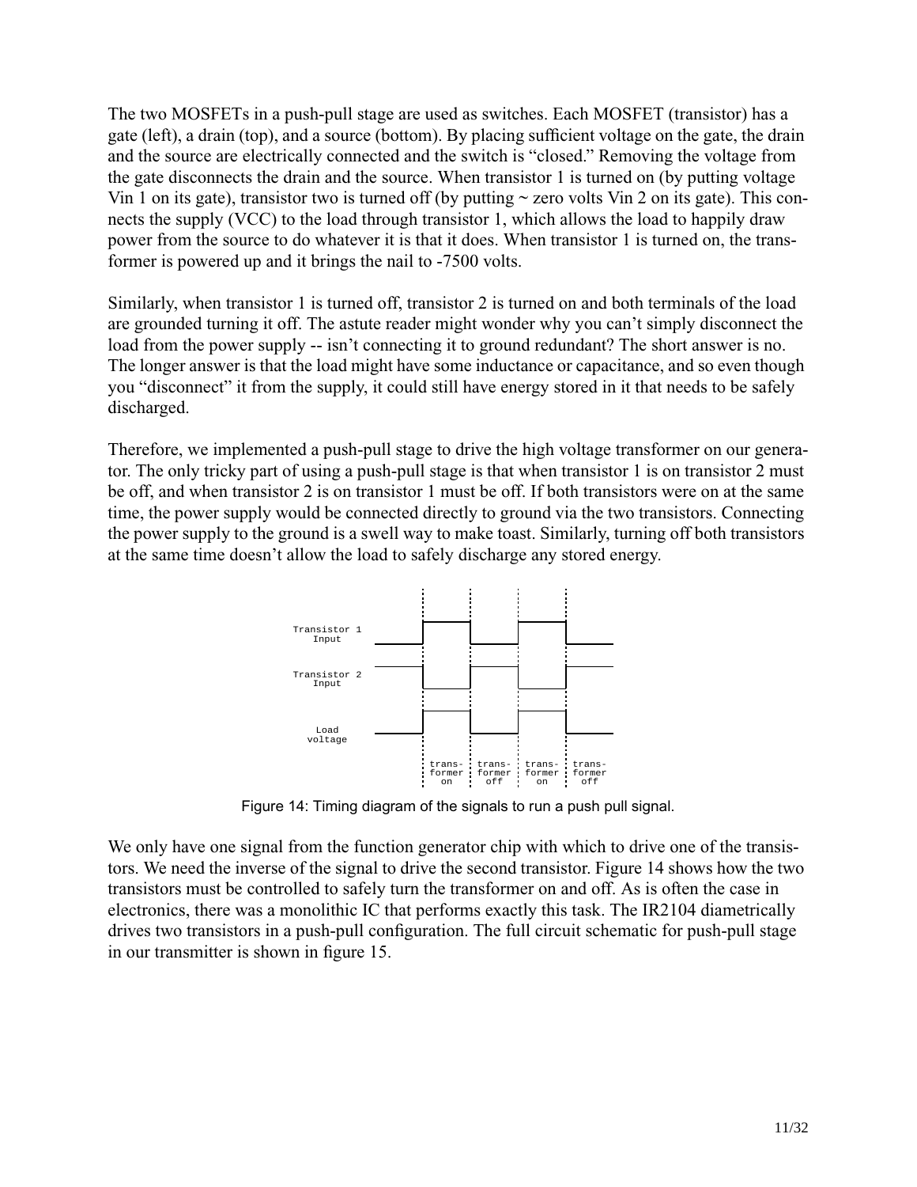The two MOSFETs in a push-pull stage are used as switches. Each MOSFET (transistor) has a gate (left), a drain (top), and a source (bottom). By placing sufficient voltage on the gate, the drain and the source are electrically connected and the switch is "closed." Removing the voltage from the gate disconnects the drain and the source. When transistor 1 is turned on (by putting voltage Vin 1 on its gate), transistor two is turned off (by putting ~ zero volts Vin 2 on its gate). This connects the supply (VCC) to the load through transistor 1, which allows the load to happily draw power from the source to do whatever it is that it does. When transistor 1 is turned on, the transformer is powered up and it brings the nail to -7500 volts.

Similarly, when transistor 1 is turned off, transistor 2 is turned on and both terminals of the load are grounded turning it off. The astute reader might wonder why you can't simply disconnect the load from the power supply -- isn't connecting it to ground redundant? The short answer is no. The longer answer is that the load might have some inductance or capacitance, and so even though you "disconnect" it from the supply, it could still have energy stored in it that needs to be safely discharged.

Therefore, we implemented a push-pull stage to drive the high voltage transformer on our generator. The only tricky part of using a push-pull stage is that when transistor 1 is on transistor 2 must be off, and when transistor 2 is on transistor 1 must be off. If both transistors were on at the same time, the power supply would be connected directly to ground via the two transistors. Connecting the power supply to the ground is a swell way to make toast. Similarly, turning off both transistors at the same time doesn't allow the load to safely discharge any stored energy.

Figure 14: Timing diagram of the signals to run a push pull signal.

We only have one signal from the function generator chip with which to drive one of the transistors. We need the inverse of the signal to drive the second transistor. Figure 14 shows how the two transistors must be controlled to safely turn the transformer on and off. As is often the case in electronics, there was a monolithic IC that performs exactly this task. The IR2104 diametrically drives two transistors in a push-pull configuration. The full circuit schematic for push-pull stage in our transmitter is shown in figure 15.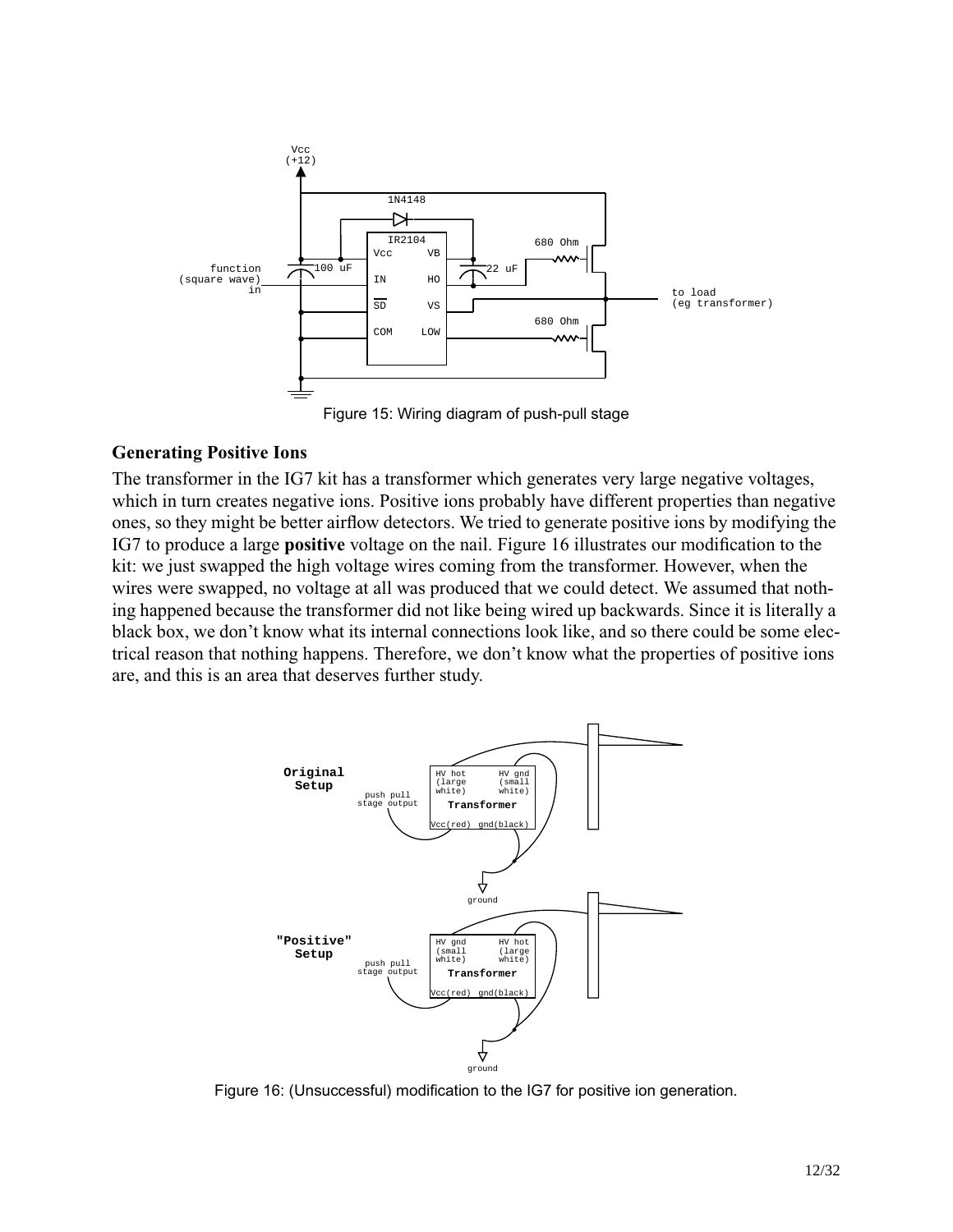Figure 15: Wiring diagram of push-pull stage

### Generating Positive Ions

The transformer in the IG7 kit has a transformer which generates very large negative voltages, which in turn creates negative ions. Positive ions probably have different properties than negative ones, so they might be better airflow detectors. We tried to generate positive ions by modifying the IG7 to produce a large **positive** voltage on the nail. Figure 16 illustrates our modification to the kit: we just swapped the high voltage wires coming from the transformer. However, when the wires were swapped, no voltage at all was produced that we could detect. We assumed that nothing happened because the transformer did not like being wired up backwards. Since it is literally a black box, we don't know what its internal connections look like, and so there could be some electrical reason that nothing happens. Therefore, we don't know what the properties of positive ions are, and this is an area that deserves further study.

Figure 16: (Unsuccessful) modification to the IG7 for positive ion generation.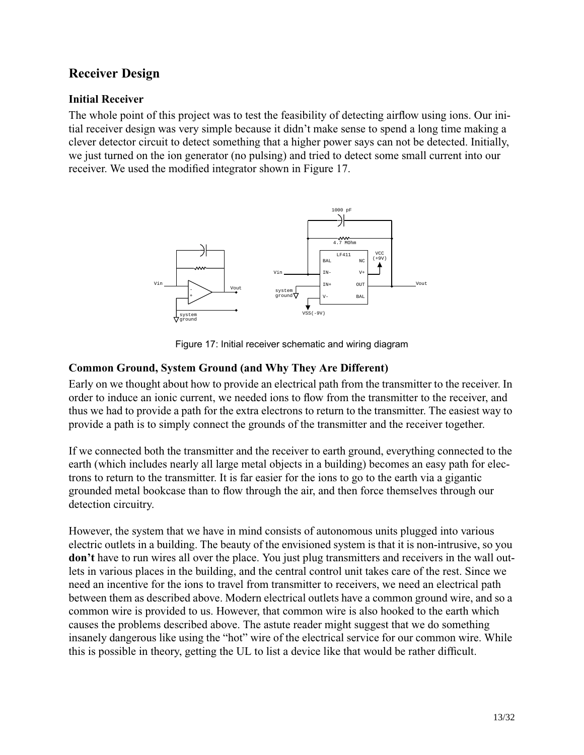## Receiver Design

### Initial Receiver

The whole point of this project was to test the feasibility of detecting airflow using ions. Our initial receiver design was very simple because it didn't make sense to spend a long time making a clever detector circuit to detect something that a higher power says can not be detected. Initially, we just turned on the ion generator (no pulsing) and tried to detect some small current into our receiver. We used the modified integrator shown in Figure 17.

Figure 17: Initial receiver schematic and wiring diagram

### Common Ground, System Ground (and Why They Are Different)

Early on we thought about how to provide an electrical path from the transmitter to the receiver. In order to induce an ionic current, we needed ions to flow from the transmitter to the receiver, and thus we had to provide a path for the extra electrons to return to the transmitter. The easiest way to provide a path is to simply connect the grounds of the transmitter and the receiver together.

If we connected both the transmitter and the receiver to earth ground, everything connected to the earth (which includes nearly all large metal objects in a building) becomes an easy path for electrons to return to the transmitter. It is far easier for the ions to go to the earth via a gigantic grounded metal bookcase than to flow through the air, and then force themselves through our detection circuitry.

However, the system that we have in mind consists of autonomous units plugged into various electric outlets in a building. The beauty of the envisioned system is that it is non-intrusive, so you **don't** have to run wires all over the place. You just plug transmitters and receivers in the wall outlets in various places in the building, and the central control unit takes care of the rest. Since we need an incentive for the ions to travel from transmitter to receivers, we need an electrical path between them as described above. Modern electrical outlets have a common ground wire, and so a common wire is provided to us. However, that common wire is also hooked to the earth which causes the problems described above. The astute reader might suggest that we do something insanely dangerous like using the "hot" wire of the electrical service for our common wire. While this is possible in theory, getting the UL to list a device like that would be rather difficult.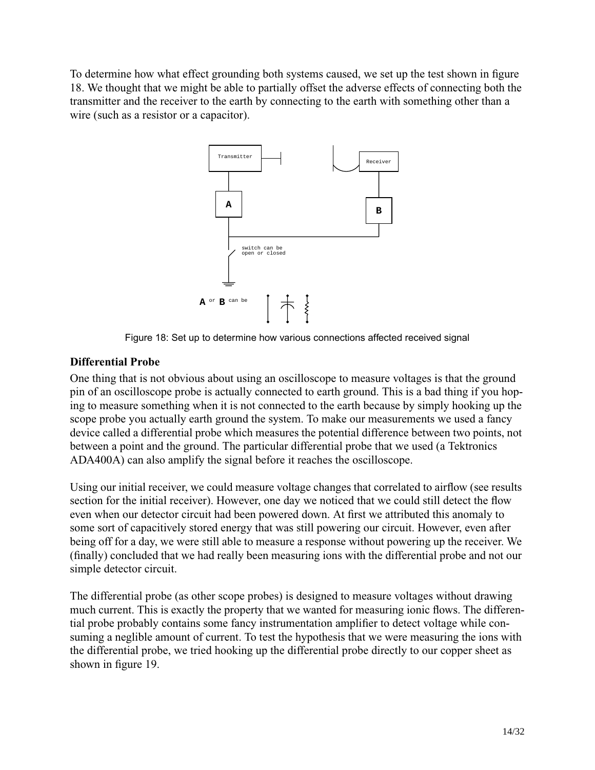To determine how what effect grounding both systems caused, we set up the test shown in figure 18. We thought that we might be able to partially offset the adverse effects of connecting both the transmitter and the receiver to the earth by connecting to the earth with something other than a wire (such as a resistor or a capacitor).

Figure 18: Set up to determine how various connections affected received signal

### Differential Probe

One thing that is not obvious about using an oscilloscope to measure voltages is that the ground pin of an oscilloscope probe is actually connected to earth ground. This is a bad thing if you hoping to measure something when it is not connected to the earth because by simply hooking up the scope probe you actually earth ground the system. To make our measurements we used a fancy device called a differential probe which measures the potential difference between two points, not between a point and the ground. The particular differential probe that we used (a Tektronics ADA400A) can also amplify the signal before it reaches the oscilloscope.

Using our initial receiver, we could measure voltage changes that correlated to airflow (see results section for the initial receiver). However, one day we noticed that we could still detect the flow even when our detector circuit had been powered down. At first we attributed this anomaly to some sort of capacitively stored energy that was still powering our circuit. However, even after being off for a day, we were still able to measure a response without powering up the receiver. We (finally) concluded that we had really been measuring ions with the differential probe and not our simple detector circuit.

The differential probe (as other scope probes) is designed to measure voltages without drawing much current. This is exactly the property that we wanted for measuring ionic flows. The differential probe probably contains some fancy instrumentation amplifier to detect voltage while consuming a neglible amount of current. To test the hypothesis that we were measuring the ions with the differential probe, we tried hooking up the differential probe directly to our copper sheet as shown in figure 19.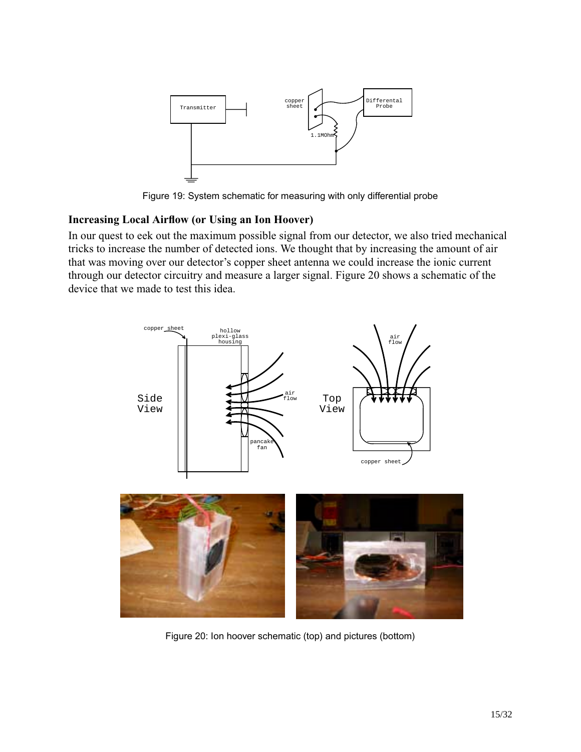Figure 19: System schematic for measuring with only differential probe

### Increasing Local Airflow (or Using an Ion Hoover)

In our quest to eek out the maximum possible signal from our detector, we also tried mechanical tricks to increase the number of detected ions. We thought that by increasing the amount of air that was moving over our detector's copper sheet antenna we could increase the ionic current through our detector circuitry and measure a larger signal. Figure 20 shows a schematic of the device that we made to test this idea.

Figure 20: Ion hoover schematic (top) and pictures (bottom)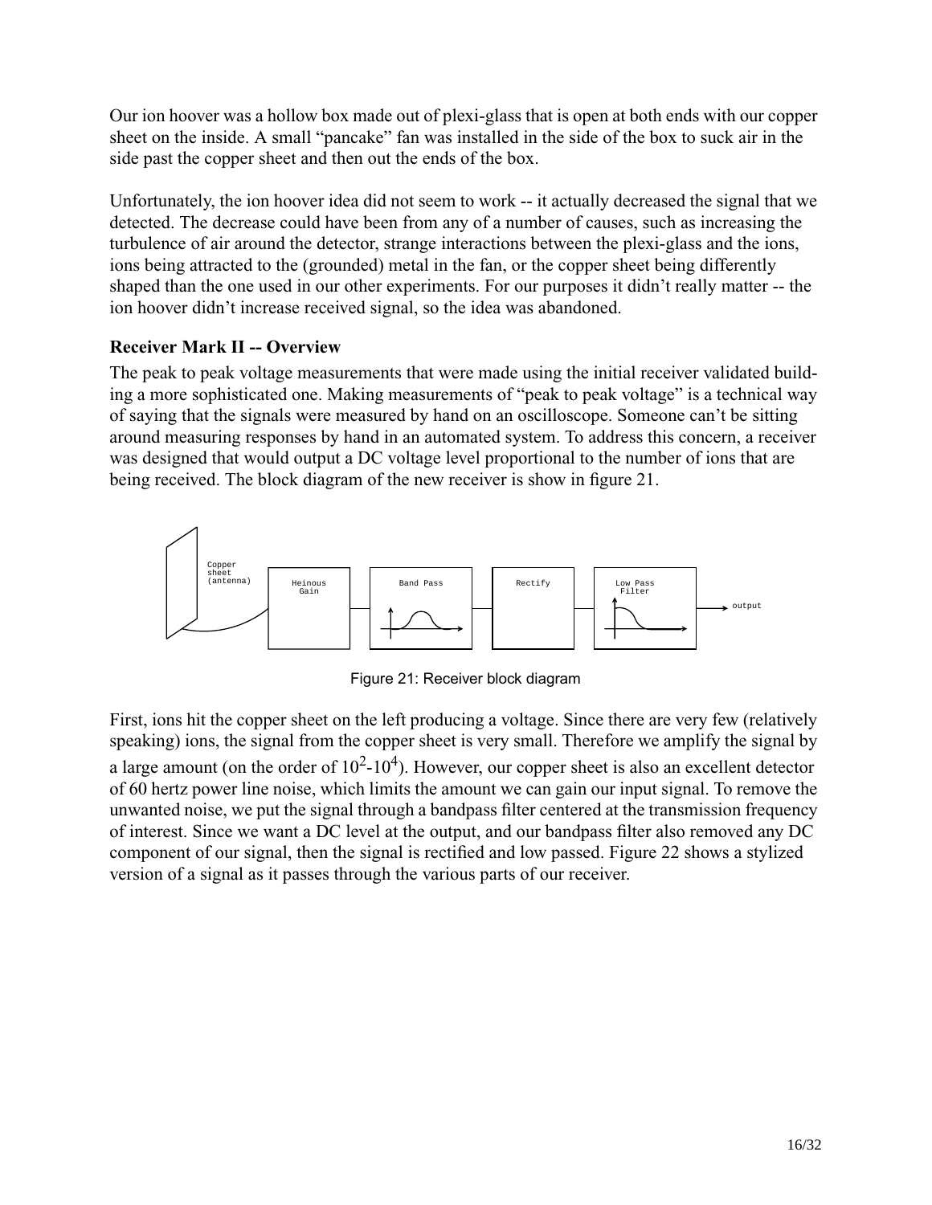Our ion hoover was a hollow box made out of plexi-glass that is open at both ends with our copper sheet on the inside. A small "pancake" fan was installed in the side of the box to suck air in the side past the copper sheet and then out the ends of the box.

Unfortunately, the ion hoover idea did not seem to work -- it actually decreased the signal that we detected. The decrease could have been from any of a number of causes, such as increasing the turbulence of air around the detector, strange interactions between the plexi-glass and the ions, ions being attracted to the (grounded) metal in the fan, or the copper sheet being differently shaped than the one used in our other experiments. For our purposes it didn't really matter -- the ion hoover didn't increase received signal, so the idea was abandoned.

### Receiver Mark II -- Overview

The peak to peak voltage measurements that were made using the initial receiver validated building a more sophisticated one. Making measurements of "peak to peak voltage" is a technical way of saying that the signals were measured by hand on an oscilloscope. Someone can't be sitting around measuring responses by hand in an automated system. To address this concern, a receiver was designed that would output a DC voltage level proportional to the number of ions that are being received. The block diagram of the new receiver is show in figure 21.

Copper sheet (antenna) → Heinous Gain → Band Pass → Rectify → Low Pass Filter → output

Figure 21: Receiver block diagram

First, ions hit the copper sheet on the left producing a voltage. Since there are very few (relatively speaking) ions, the signal from the copper sheet is very small. Therefore we amplify the signal by a large amount (on the order of $10^2$-$10^4$). However, our copper sheet is also an excellent detector of 60 hertz power line noise, which limits the amount we can gain our input signal. To remove the unwanted noise, we put the signal through a bandpass filter centered at the transmission frequency of interest. Since we want a DC level at the output, and our bandpass filter also removed any DC component of our signal, then the signal is rectified and low passed. Figure 22 shows a stylized version of a signal as it passes through the various parts of our receiver.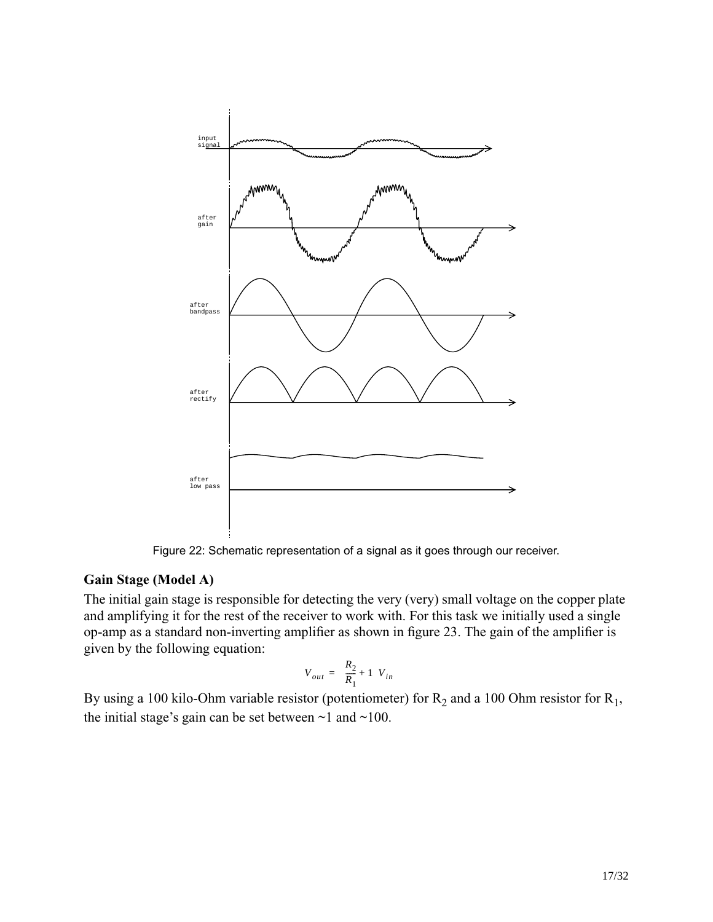Figure 22: Schematic representation of a signal as it goes through our receiver.

### Gain Stage (Model A)

The initial gain stage is responsible for detecting the very (very) small voltage on the copper plate and amplifying it for the rest of the receiver to work with. For this task we initially used a single op-amp as a standard non-inverting amplifier as shown in figure 23. The gain of the amplifier is given by the following equation:

$$V_{out} = \left(\frac{R_2}{R_1} + 1\right) V_{in}$$

By using a 100 kilo-Ohm variable resistor (potentiometer) for $R_2$ and a 100 Ohm resistor for $R_1$, the initial stage's gain can be set between ~1 and ~100.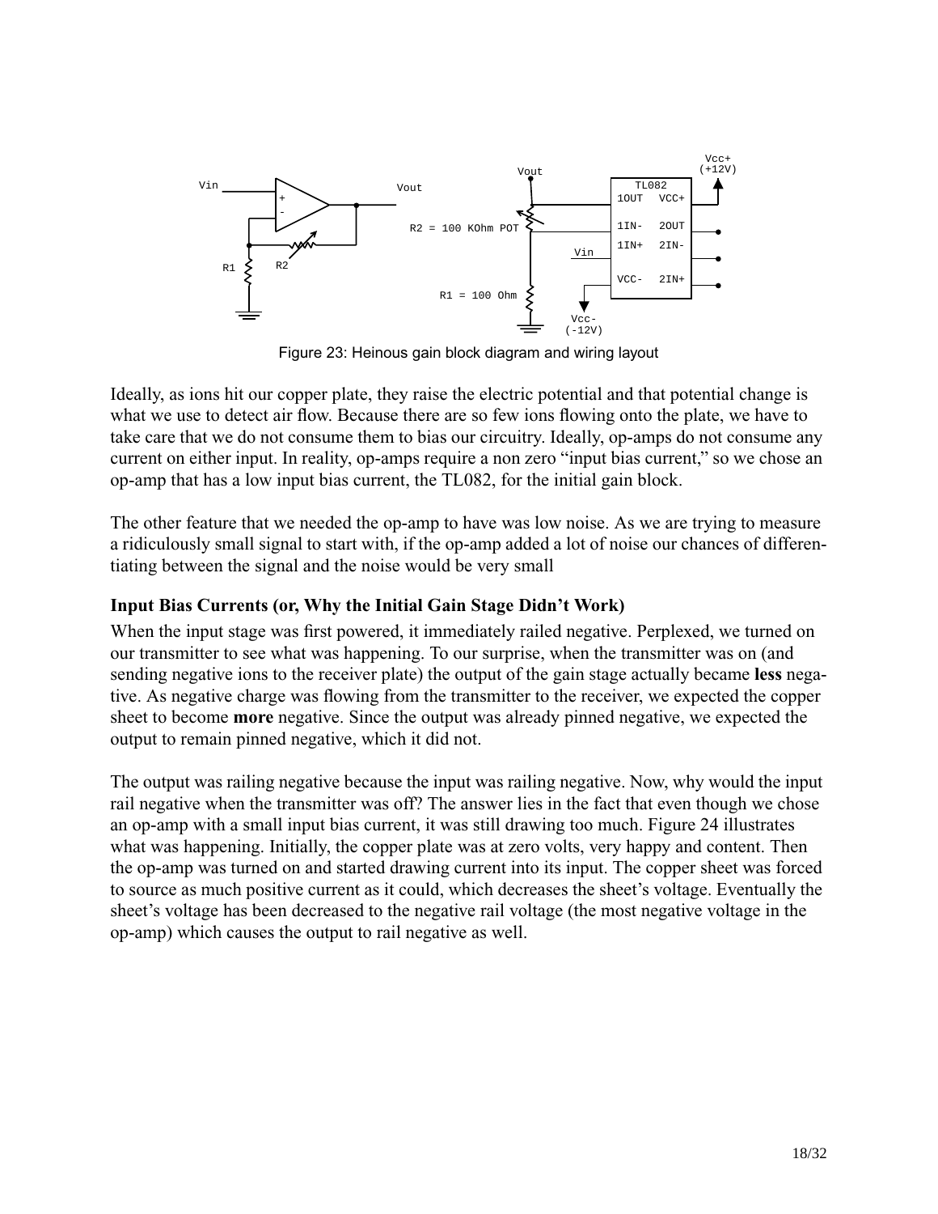Figure 23: Heinous gain block diagram and wiring layout

Ideally, as ions hit our copper plate, they raise the electric potential and that potential change is what we use to detect air flow. Because there are so few ions flowing onto the plate, we have to take care that we do not consume them to bias our circuitry. Ideally, op-amps do not consume any current on either input. In reality, op-amps require a non zero "input bias current," so we chose an op-amp that has a low input bias current, the TL082, for the initial gain block.

The other feature that we needed the op-amp to have was low noise. As we are trying to measure a ridiculously small signal to start with, if the op-amp added a lot of noise our chances of differentiating between the signal and the noise would be very small

### Input Bias Currents (or, Why the Initial Gain Stage Didn't Work)

When the input stage was first powered, it immediately railed negative. Perplexed, we turned on our transmitter to see what was happening. To our surprise, when the transmitter was on (and sending negative ions to the receiver plate) the output of the gain stage actually became **less** negative. As negative charge was flowing from the transmitter to the receiver, we expected the copper sheet to become **more** negative. Since the output was already pinned negative, we expected the output to remain pinned negative, which it did not.

The output was railing negative because the input was railing negative. Now, why would the input rail negative when the transmitter was off? The answer lies in the fact that even though we chose an op-amp with a small input bias current, it was still drawing too much. Figure 24 illustrates what was happening. Initially, the copper plate was at zero volts, very happy and content. Then the op-amp was turned on and started drawing current into its input. The copper sheet was forced to source as much positive current as it could, which decreases the sheet's voltage. Eventually the sheet's voltage has been decreased to the negative rail voltage (the most negative voltage in the op-amp) which causes the output to rail negative as well.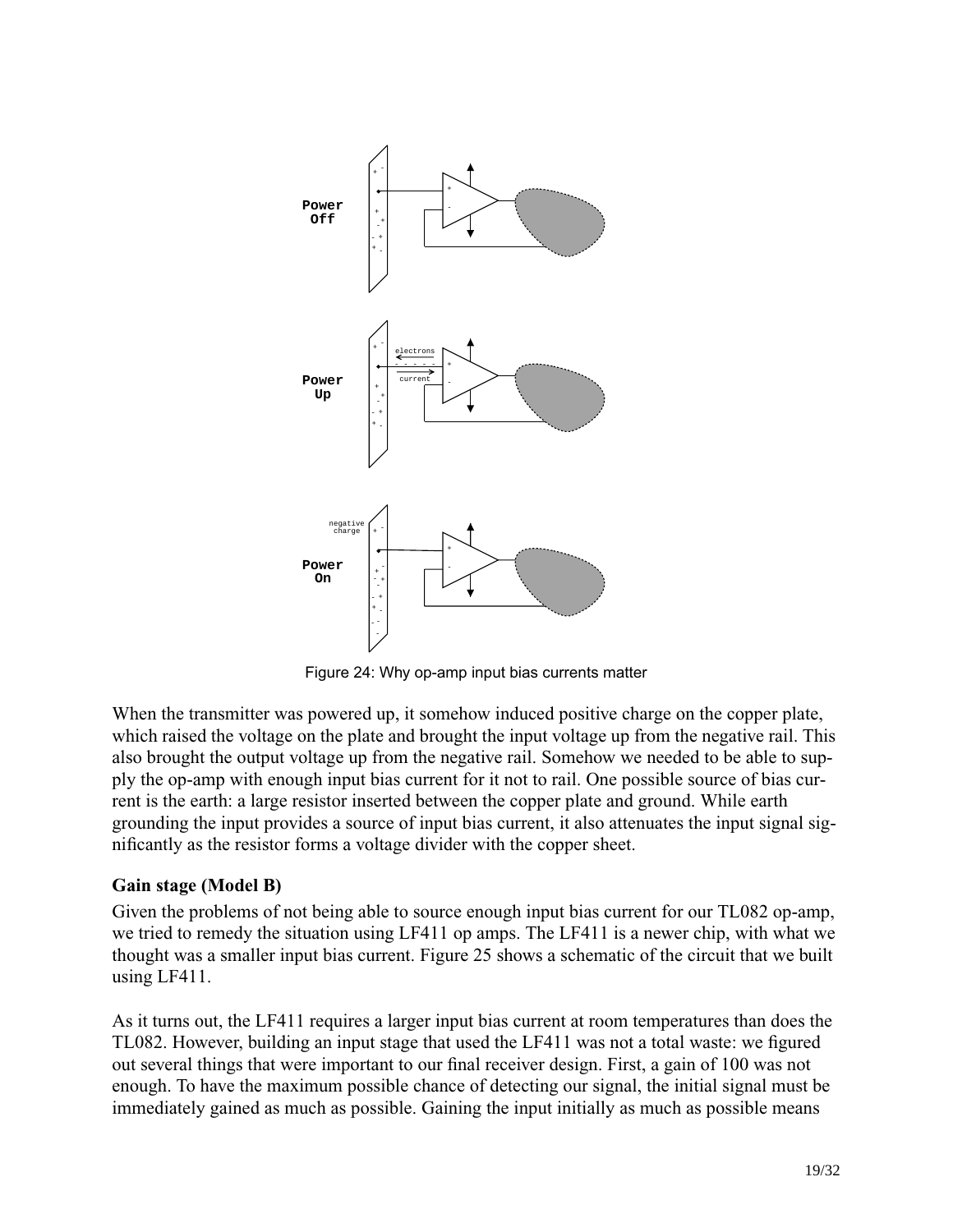Figure 24: Why op-amp input bias currents matter

When the transmitter was powered up, it somehow induced positive charge on the copper plate, which raised the voltage on the plate and brought the input voltage up from the negative rail. This also brought the output voltage up from the negative rail. Somehow we needed to be able to supply the op-amp with enough input bias current for it not to rail. One possible source of bias current is the earth: a large resistor inserted between the copper plate and ground. While earth grounding the input provides a source of input bias current, it also attenuates the input signal significantly as the resistor forms a voltage divider with the copper sheet.

### Gain stage (Model B)

Given the problems of not being able to source enough input bias current for our TL082 op-amp, we tried to remedy the situation using LF411 op amps. The LF411 is a newer chip, with what we thought was a smaller input bias current. Figure 25 shows a schematic of the circuit that we built using LF411.

As it turns out, the LF411 requires a larger input bias current at room temperatures than does the TL082. However, building an input stage that used the LF411 was not a total waste: we figured out several things that were important to our final receiver design. First, a gain of 100 was not enough. To have the maximum possible chance of detecting our signal, the initial signal must be immediately gained as much as possible. Gaining the input initially as much as possible means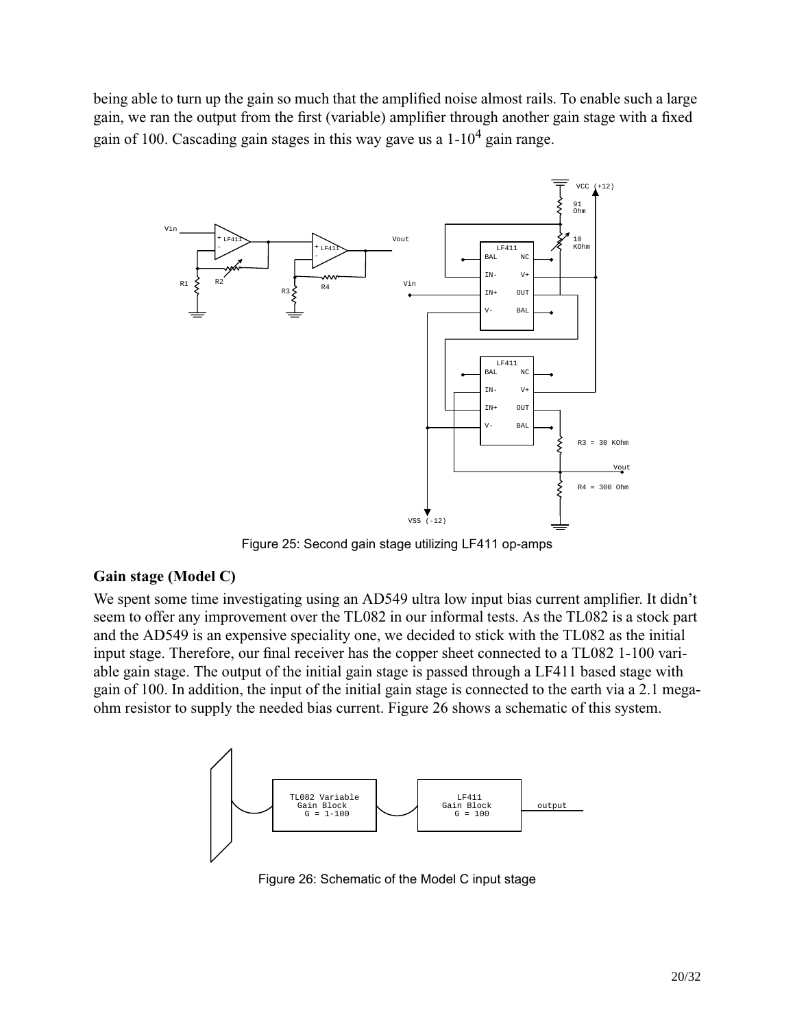being able to turn up the gain so much that the amplified noise almost rails. To enable such a large gain, we ran the output from the first (variable) amplifier through another gain stage with a fixed gain of 100. Cascading gain stages in this way gave us a 1-$10^4$ gain range.

Figure 25: Second gain stage utilizing LF411 op-amps

### Gain stage (Model C)

We spent some time investigating using an AD549 ultra low input bias current amplifier. It didn't seem to offer any improvement over the TL082 in our informal tests. As the TL082 is a stock part and the AD549 is an expensive speciality one, we decided to stick with the TL082 as the initial input stage. Therefore, our final receiver has the copper sheet connected to a TL082 1-100 variable gain stage. The output of the initial gain stage is passed through a LF411 based stage with gain of 100. In addition, the input of the initial gain stage is connected to the earth via a 2.1 megaohm resistor to supply the needed bias current. Figure 26 shows a schematic of this system.

Figure 26: Schematic of the Model C input stage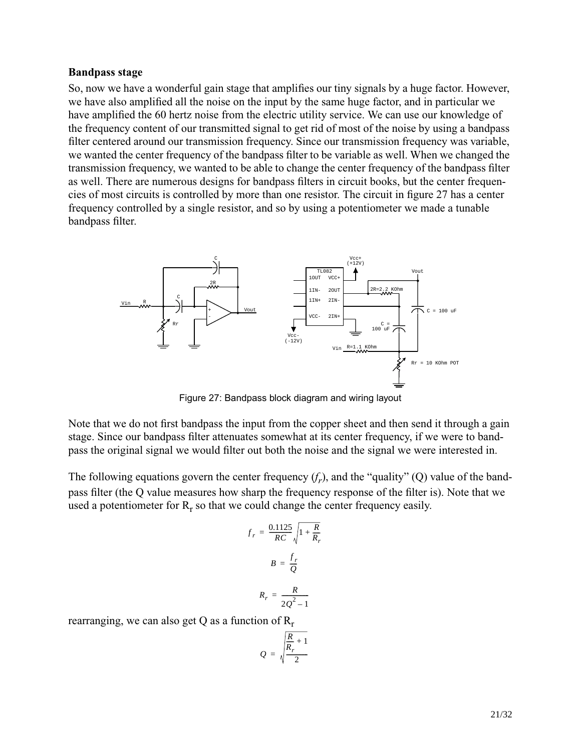### Bandpass stage

So, now we have a wonderful gain stage that amplifies our tiny signals by a huge factor. However, we have also amplified all the noise on the input by the same huge factor, and in particular we have amplified the 60 hertz noise from the electric utility service. We can use our knowledge of the frequency content of our transmitted signal to get rid of most of the noise by using a bandpass filter centered around our transmission frequency. Since our transmission frequency was variable, we wanted the center frequency of the bandpass filter to be variable as well. When we changed the transmission frequency, we wanted to be able to change the center frequency of the bandpass filter as well. There are numerous designs for bandpass filters in circuit books, but the center frequencies of most circuits is controlled by more than one resistor. The circuit in figure 27 has a center frequency controlled by a single resistor, and so by using a potentiometer we made a tunable bandpass filter.

Figure 27: Bandpass block diagram and wiring layout

Note that we do not first bandpass the input from the copper sheet and then send it through a gain stage. Since our bandpass filter attenuates somewhat at its center frequency, if we were to bandpass the original signal we would filter out both the noise and the signal we were interested in.

The following equations govern the center frequency ($f_r$), and the "quality" (Q) value of the bandpass filter (the Q value measures how sharp the frequency response of the filter is). Note that we used a potentiometer for $R_r$ so that we could change the center frequency easily.

$$f_r = \frac{0.1125}{RC}\sqrt{1 + \frac{R}{R_r}}$$

$$B = \frac{f_r}{Q}$$

$$R_r = \frac{R}{2Q^2 - 1}$$

rearranging, we can also get Q as a function of $R_r$

$$Q = \sqrt{\frac{\frac{R}{R_r} + 1}{2}}$$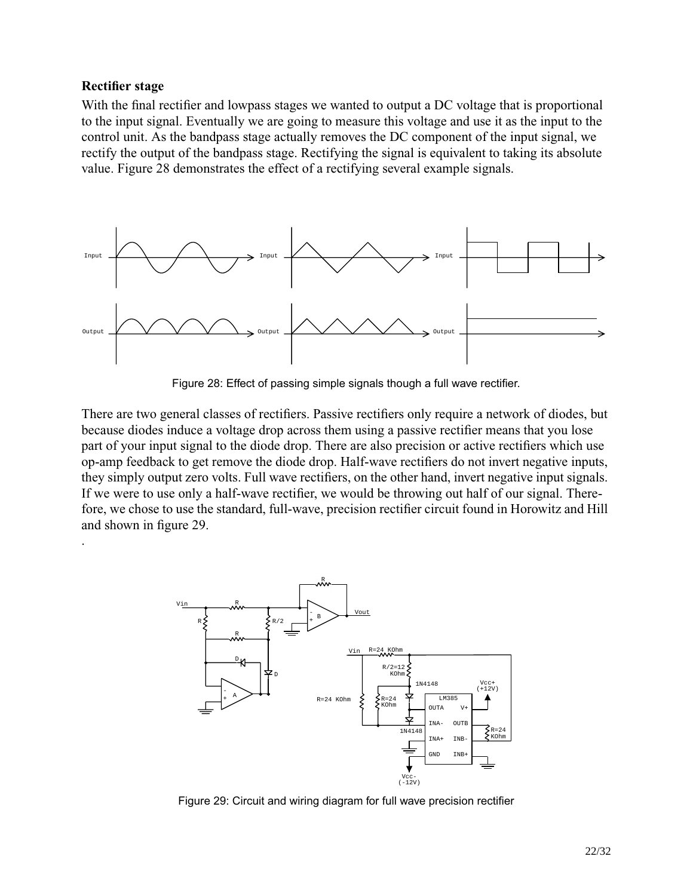### Rectifier stage

With the final rectifier and lowpass stages we wanted to output a DC voltage that is proportional to the input signal. Eventually we are going to measure this voltage and use it as the input to the control unit. As the bandpass stage actually removes the DC component of the input signal, we rectify the output of the bandpass stage. Rectifying the signal is equivalent to taking its absolute value. Figure 28 demonstrates the effect of a rectifying several example signals.

Figure 28: Effect of passing simple signals though a full wave rectifier.

There are two general classes of rectifiers. Passive rectifiers only require a network of diodes, but because diodes induce a voltage drop across them using a passive rectifier means that you lose part of your input signal to the diode drop. There are also precision or active rectifiers which use op-amp feedback to get remove the diode drop. Half-wave rectifiers do not invert negative inputs, they simply output zero volts. Full wave rectifiers, on the other hand, invert negative input signals. If we were to use only a half-wave rectifier, we would be throwing out half of our signal. Therefore, we chose to use the standard, full-wave, precision rectifier circuit found in Horowitz and Hill and shown in figure 29.

.

Figure 29: Circuit and wiring diagram for full wave precision rectifier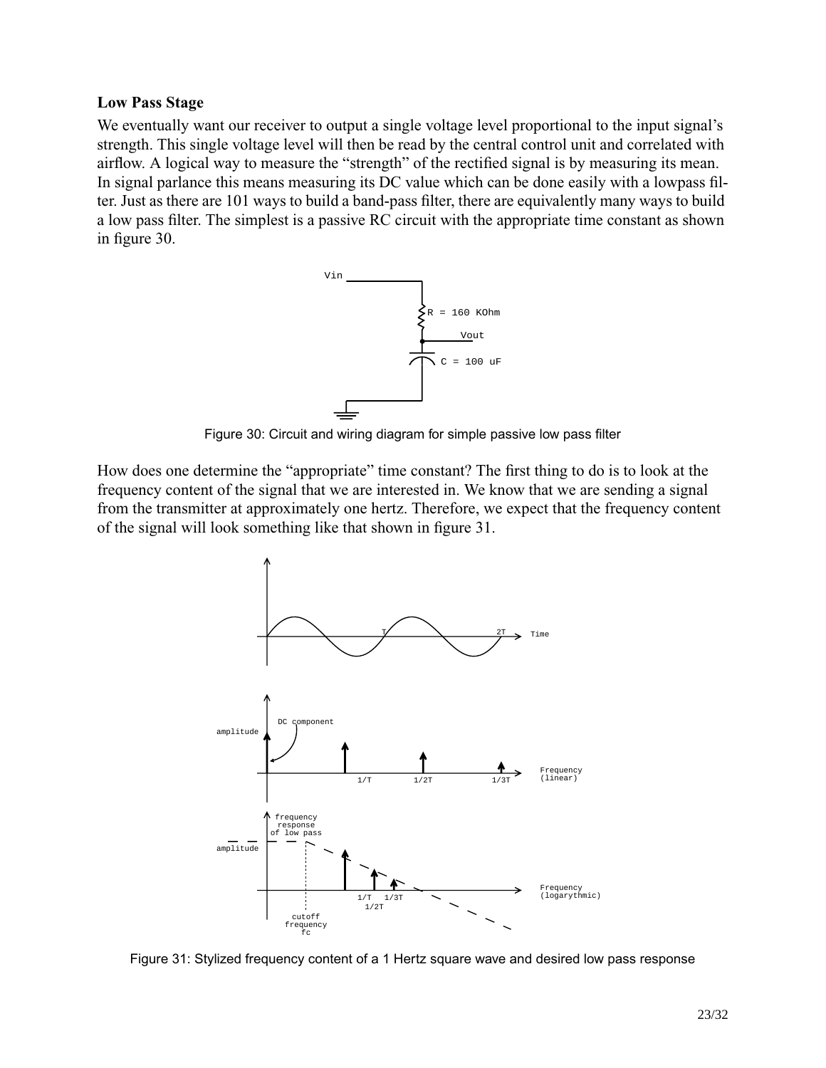### Low Pass Stage

We eventually want our receiver to output a single voltage level proportional to the input signal's strength. This single voltage level will then be read by the central control unit and correlated with airflow. A logical way to measure the "strength" of the rectified signal is by measuring its mean. In signal parlance this means measuring its DC value which can be done easily with a lowpass filter. Just as there are 101 ways to build a band-pass filter, there are equivalently many ways to build a low pass filter. The simplest is a passive RC circuit with the appropriate time constant as shown in figure 30.

Figure 30: Circuit and wiring diagram for simple passive low pass filter

How does one determine the "appropriate" time constant? The first thing to do is to look at the frequency content of the signal that we are interested in. We know that we are sending a signal from the transmitter at approximately one hertz. Therefore, we expect that the frequency content of the signal will look something like that shown in figure 31.

Figure 31: Stylized frequency content of a 1 Hertz square wave and desired low pass response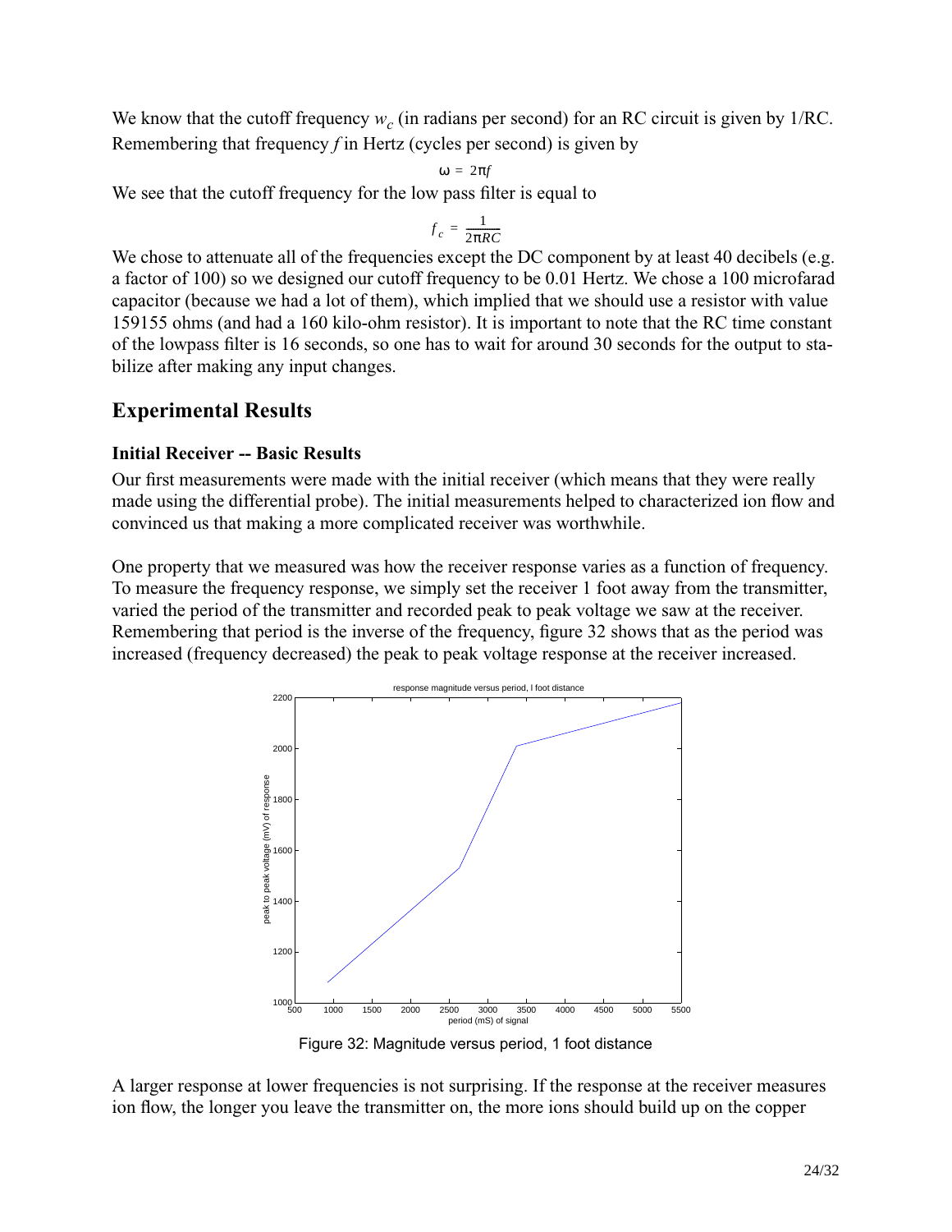We know that the cutoff frequency $w_c$ (in radians per second) for an RC circuit is given by 1/RC. Remembering that frequency $f$ in Hertz (cycles per second) is given by

$$\omega = 2\pi f$$

We see that the cutoff frequency for the low pass filter is equal to

$$f_c = \frac{1}{2\pi RC}$$

We chose to attenuate all of the frequencies except the DC component by at least 40 decibels (e.g. a factor of 100) so we designed our cutoff frequency to be 0.01 Hertz. We chose a 100 microfarad capacitor (because we had a lot of them), which implied that we should use a resistor with value 159155 ohms (and had a 160 kilo-ohm resistor). It is important to note that the RC time constant of the lowpass filter is 16 seconds, so one has to wait for around 30 seconds for the output to stabilize after making any input changes.

## Experimental Results

### Initial Receiver -- Basic Results

Our first measurements were made with the initial receiver (which means that they were really made using the differential probe). The initial measurements helped to characterized ion flow and convinced us that making a more complicated receiver was worthwhile.

One property that we measured was how the receiver response varies as a function of frequency. To measure the frequency response, we simply set the receiver 1 foot away from the transmitter, varied the period of the transmitter and recorded peak to peak voltage we saw at the receiver. Remembering that period is the inverse of the frequency, figure 32 shows that as the period was increased (frequency decreased) the peak to peak voltage response at the receiver increased.

Figure 32: Magnitude versus period, 1 foot distance

A larger response at lower frequencies is not surprising. If the response at the receiver measures ion flow, the longer you leave the transmitter on, the more ions should build up on the copper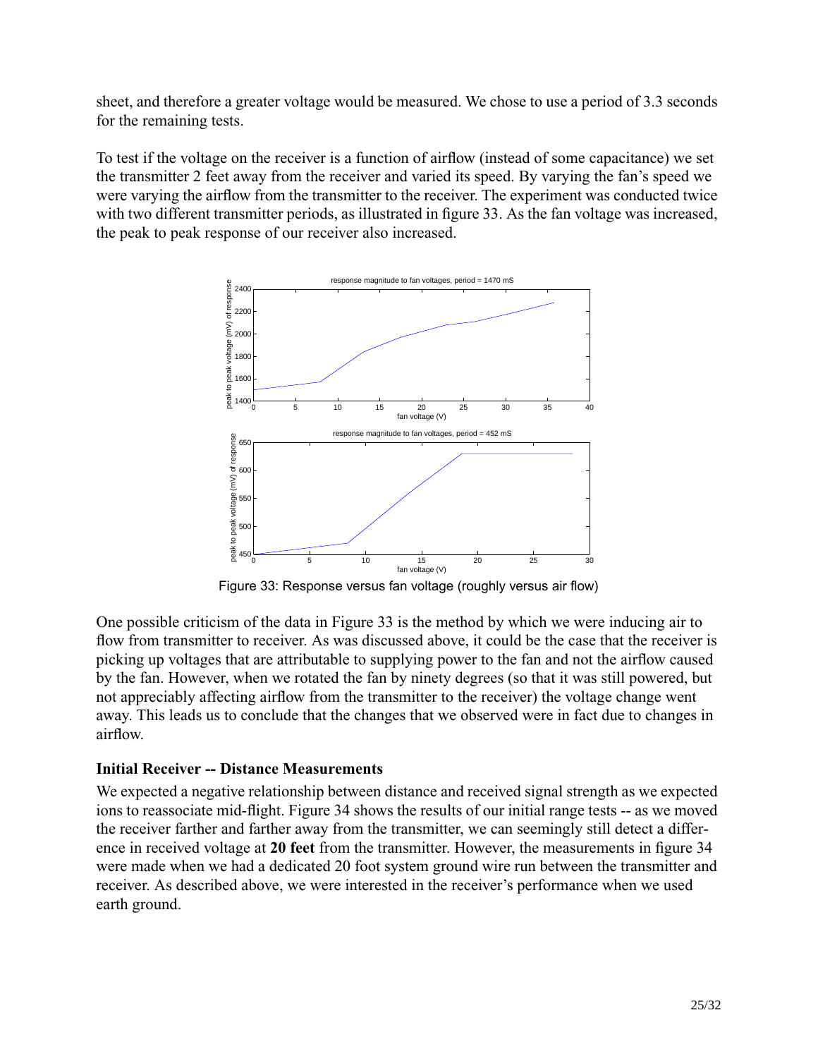sheet, and therefore a greater voltage would be measured. We chose to use a period of 3.3 seconds for the remaining tests.

To test if the voltage on the receiver is a function of airflow (instead of some capacitance) we set the transmitter 2 feet away from the receiver and varied its speed. By varying the fan's speed we were varying the airflow from the transmitter to the receiver. The experiment was conducted twice with two different transmitter periods, as illustrated in figure 33. As the fan voltage was increased, the peak to peak response of our receiver also increased.

Figure 33: Response versus fan voltage (roughly versus air flow)

One possible criticism of the data in Figure 33 is the method by which we were inducing air to flow from transmitter to receiver. As was discussed above, it could be the case that the receiver is picking up voltages that are attributable to supplying power to the fan and not the airflow caused by the fan. However, when we rotated the fan by ninety degrees (so that it was still powered, but not appreciably affecting airflow from the transmitter to the receiver) the voltage change went away. This leads us to conclude that the changes that we observed were in fact due to changes in airflow.

### Initial Receiver -- Distance Measurements

We expected a negative relationship between distance and received signal strength as we expected ions to reassociate mid-flight. Figure 34 shows the results of our initial range tests -- as we moved the receiver farther and farther away from the transmitter, we can seemingly still detect a difference in received voltage at **20 feet** from the transmitter. However, the measurements in figure 34 were made when we had a dedicated 20 foot system ground wire run between the transmitter and receiver. As described above, we were interested in the receiver's performance when we used earth ground.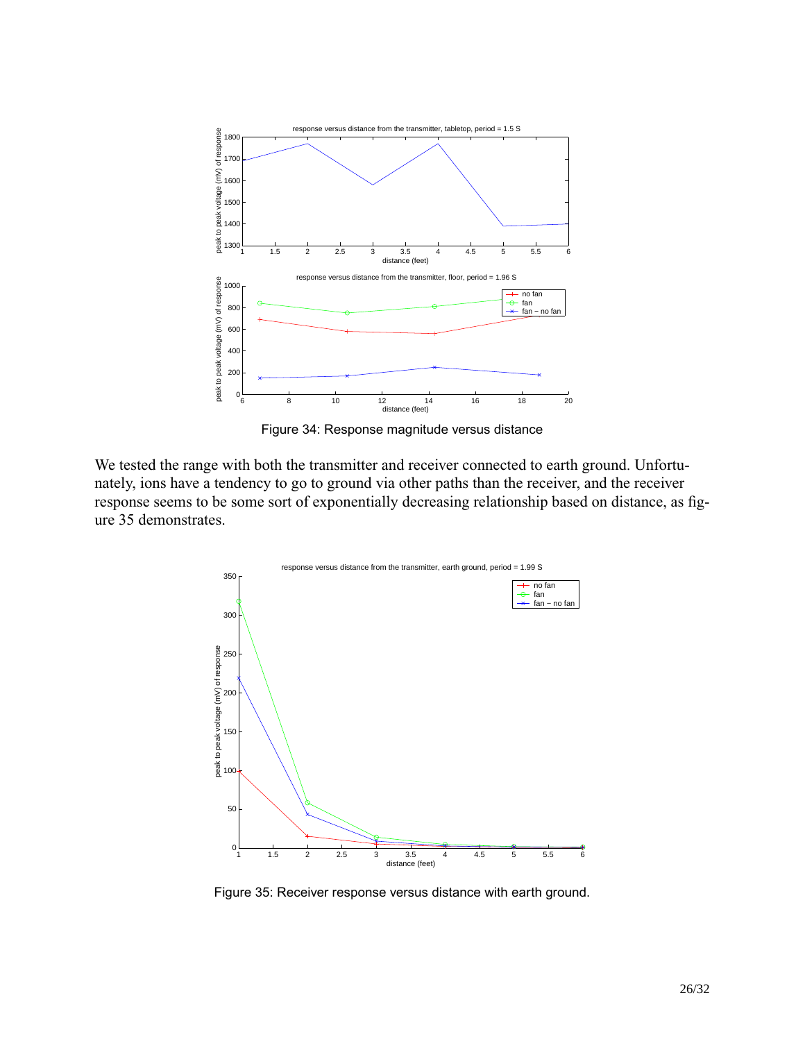Figure 34: Response magnitude versus distance

We tested the range with both the transmitter and receiver connected to earth ground. Unfortunately, ions have a tendency to go to ground via other paths than the receiver, and the receiver response seems to be some sort of exponentially decreasing relationship based on distance, as figure 35 demonstrates.

Figure 35: Receiver response versus distance with earth ground.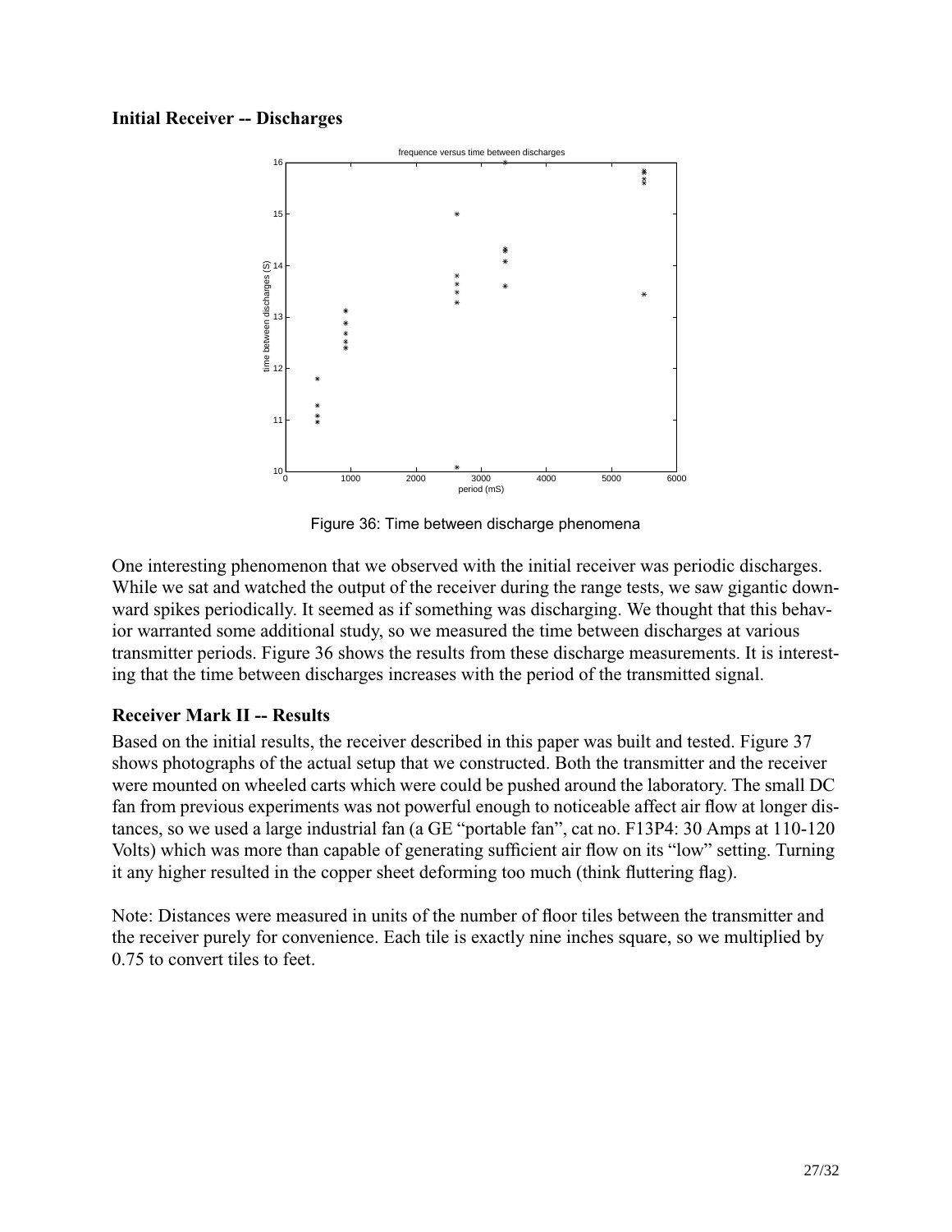**Initial Receiver -- Discharges**

Figure 36: Time between discharge phenomena

One interesting phenomenon that we observed with the initial receiver was periodic discharges. While we sat and watched the output of the receiver during the range tests, we saw gigantic downward spikes periodically. It seemed as if something was discharging. We thought that this behavior warranted some additional study, so we measured the time between discharges at various transmitter periods. Figure 36 shows the results from these discharge measurements. It is interesting that the time between discharges increases with the period of the transmitted signal.

**Receiver Mark II -- Results**

Based on the initial results, the receiver described in this paper was built and tested. Figure 37 shows photographs of the actual setup that we constructed. Both the transmitter and the receiver were mounted on wheeled carts which were could be pushed around the laboratory. The small DC fan from previous experiments was not powerful enough to noticeable affect air flow at longer distances, so we used a large industrial fan (a GE "portable fan", cat no. F13P4: 30 Amps at 110-120 Volts) which was more than capable of generating sufficient air flow on its "low" setting. Turning it any higher resulted in the copper sheet deforming too much (think fluttering flag).

Note: Distances were measured in units of the number of floor tiles between the transmitter and the receiver purely for convenience. Each tile is exactly nine inches square, so we multiplied by 0.75 to convert tiles to feet.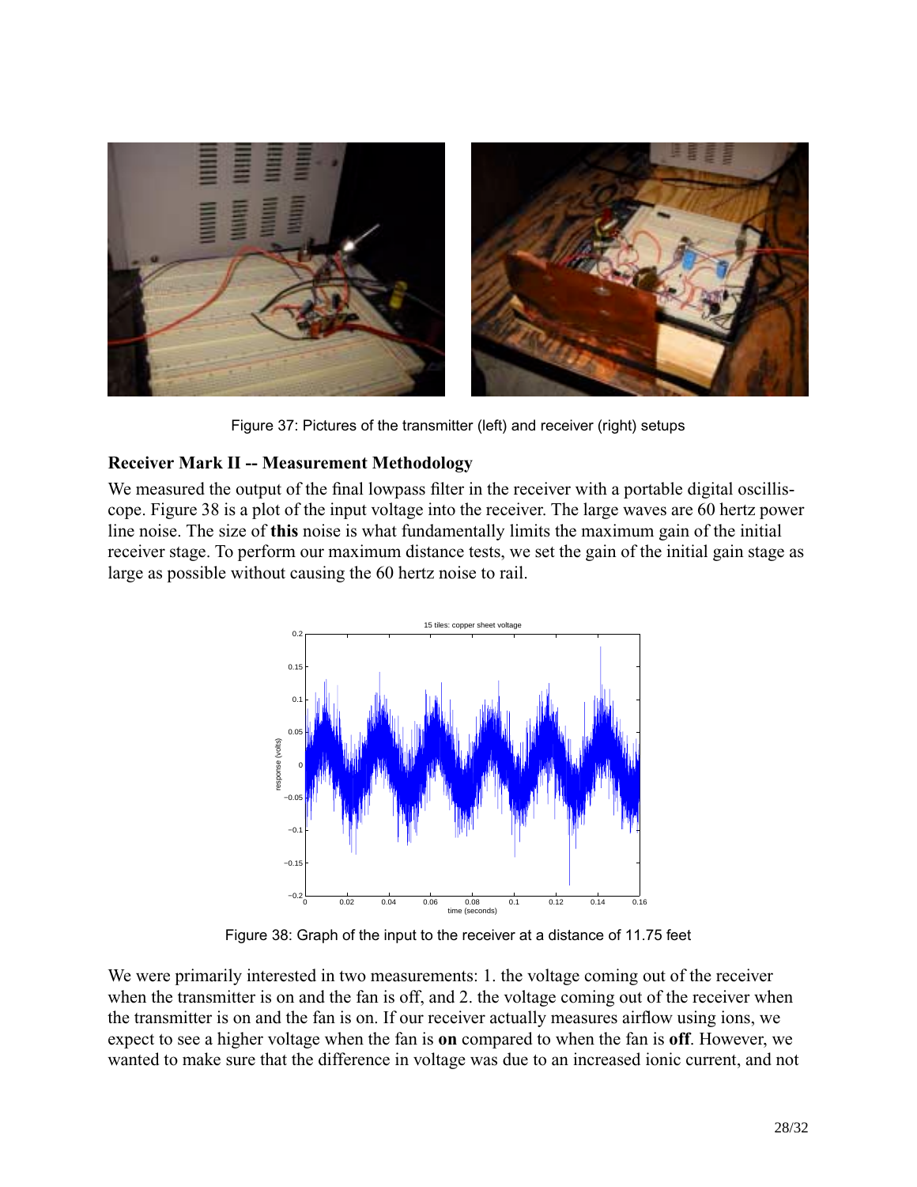Figure 37: Pictures of the transmitter (left) and receiver (right) setups

### Receiver Mark II -- Measurement Methodology

We measured the output of the final lowpass filter in the receiver with a portable digital oscilliscope. Figure 38 is a plot of the input voltage into the receiver. The large waves are 60 hertz power line noise. The size of **this** noise is what fundamentally limits the maximum gain of the initial receiver stage. To perform our maximum distance tests, we set the gain of the initial gain stage as large as possible without causing the 60 hertz noise to rail.

Figure 38: Graph of the input to the receiver at a distance of 11.75 feet

We were primarily interested in two measurements: 1. the voltage coming out of the receiver when the transmitter is on and the fan is off, and 2. the voltage coming out of the receiver when the transmitter is on and the fan is on. If our receiver actually measures airflow using ions, we expect to see a higher voltage when the fan is **on** compared to when the fan is **off**. However, we wanted to make sure that the difference in voltage was due to an increased ionic current, and not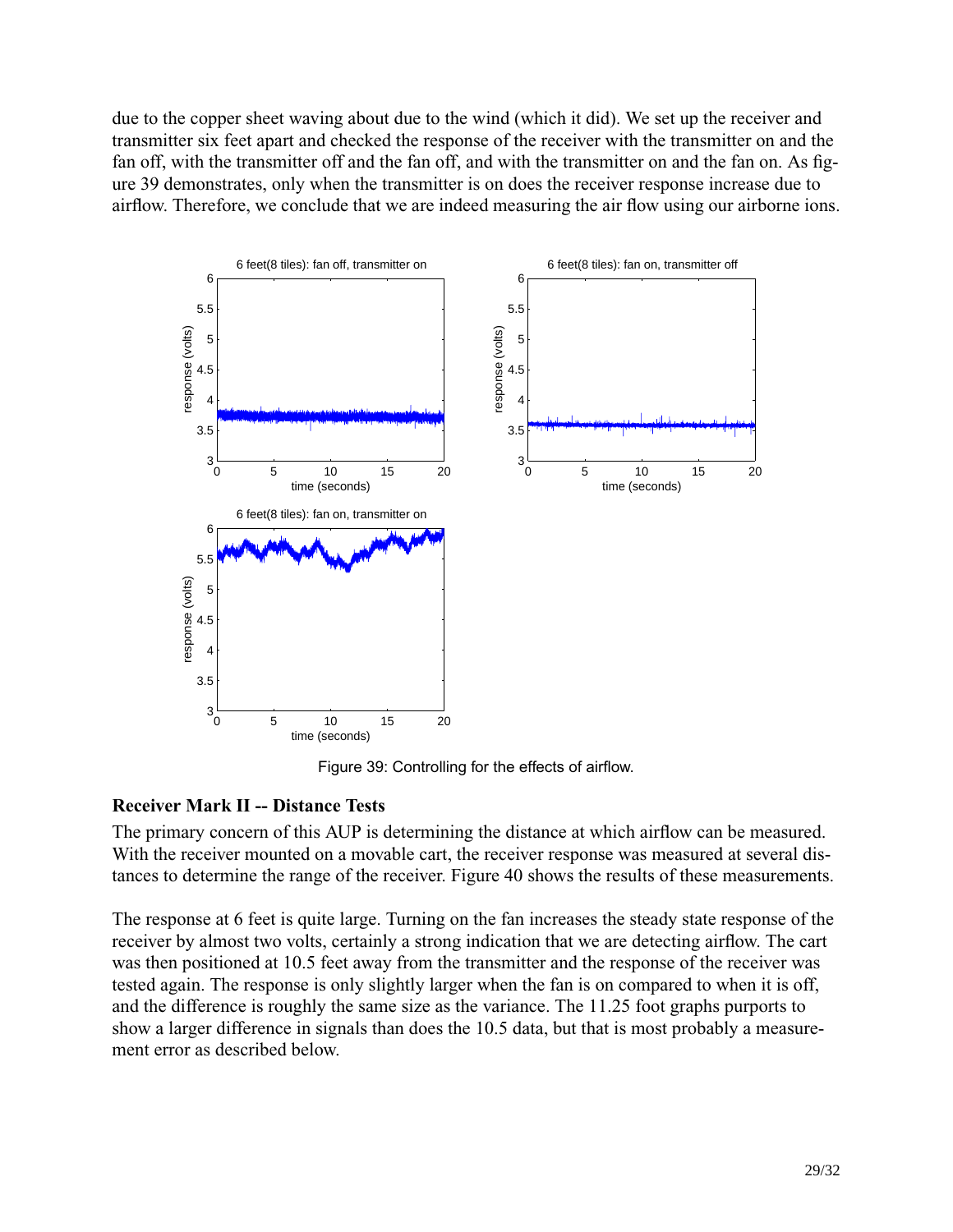due to the copper sheet waving about due to the wind (which it did). We set up the receiver and transmitter six feet apart and checked the response of the receiver with the transmitter on and the fan off, with the transmitter off and the fan off, and with the transmitter on and the fan on. As figure 39 demonstrates, only when the transmitter is on does the receiver response increase due to airflow. Therefore, we conclude that we are indeed measuring the air flow using our airborne ions.

Figure 39: Controlling for the effects of airflow.

### Receiver Mark II -- Distance Tests

The primary concern of this AUP is determining the distance at which airflow can be measured. With the receiver mounted on a movable cart, the receiver response was measured at several distances to determine the range of the receiver. Figure 40 shows the results of these measurements.

The response at 6 feet is quite large. Turning on the fan increases the steady state response of the receiver by almost two volts, certainly a strong indication that we are detecting airflow. The cart was then positioned at 10.5 feet away from the transmitter and the response of the receiver was tested again. The response is only slightly larger when the fan is on compared to when it is off, and the difference is roughly the same size as the variance. The 11.25 foot graphs purports to show a larger difference in signals than does the 10.5 data, but that is most probably a measurement error as described below.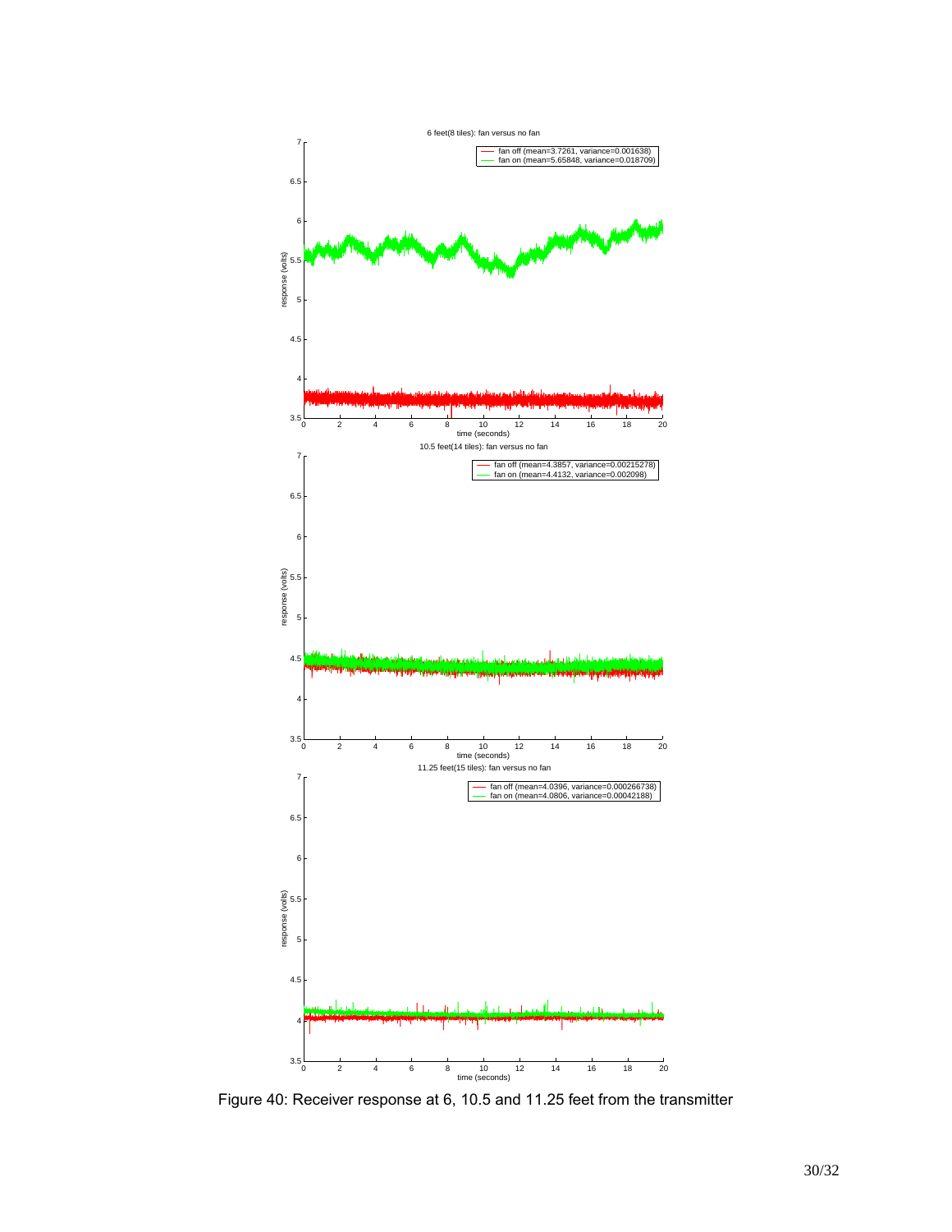Figure 40: Receiver response at 6, 10.5 and 11.25 feet from the transmitter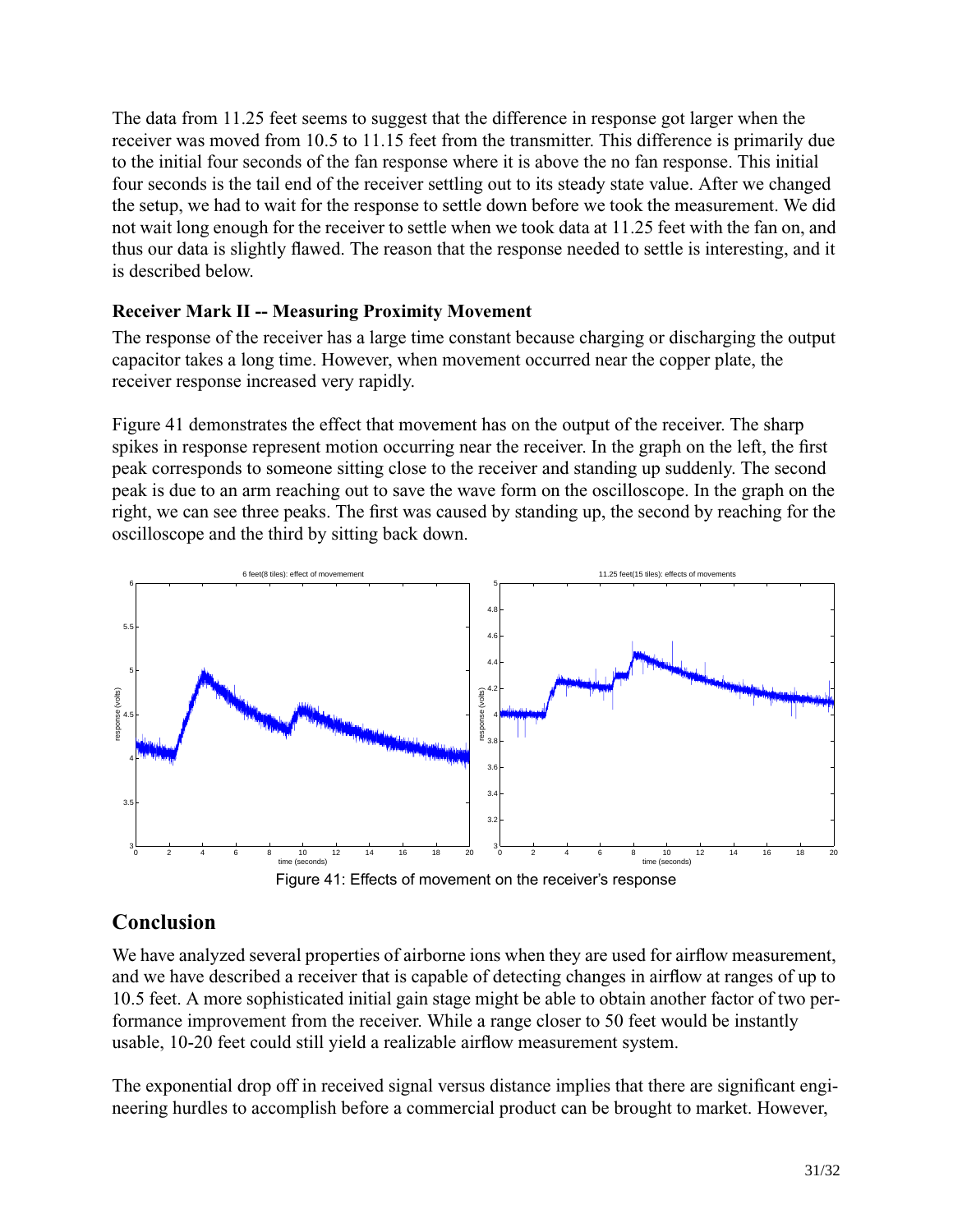The data from 11.25 feet seems to suggest that the difference in response got larger when the receiver was moved from 10.5 to 11.15 feet from the transmitter. This difference is primarily due to the initial four seconds of the fan response where it is above the no fan response. This initial four seconds is the tail end of the receiver settling out to its steady state value. After we changed the setup, we had to wait for the response to settle down before we took the measurement. We did not wait long enough for the receiver to settle when we took data at 11.25 feet with the fan on, and thus our data is slightly flawed. The reason that the response needed to settle is interesting, and it is described below.

### Receiver Mark II -- Measuring Proximity Movement

The response of the receiver has a large time constant because charging or discharging the output capacitor takes a long time. However, when movement occurred near the copper plate, the receiver response increased very rapidly.

Figure 41 demonstrates the effect that movement has on the output of the receiver. The sharp spikes in response represent motion occurring near the receiver. In the graph on the left, the first peak corresponds to someone sitting close to the receiver and standing up suddenly. The second peak is due to an arm reaching out to save the wave form on the oscilloscope. In the graph on the right, we can see three peaks. The first was caused by standing up, the second by reaching for the oscilloscope and the third by sitting back down.

Figure 41: Effects of movement on the receiver's response

## Conclusion

We have analyzed several properties of airborne ions when they are used for airflow measurement, and we have described a receiver that is capable of detecting changes in airflow at ranges of up to 10.5 feet. A more sophisticated initial gain stage might be able to obtain another factor of two performance improvement from the receiver. While a range closer to 50 feet would be instantly usable, 10-20 feet could still yield a realizable airflow measurement system.

The exponential drop off in received signal versus distance implies that there are significant engineering hurdles to accomplish before a commercial product can be brought to market. However,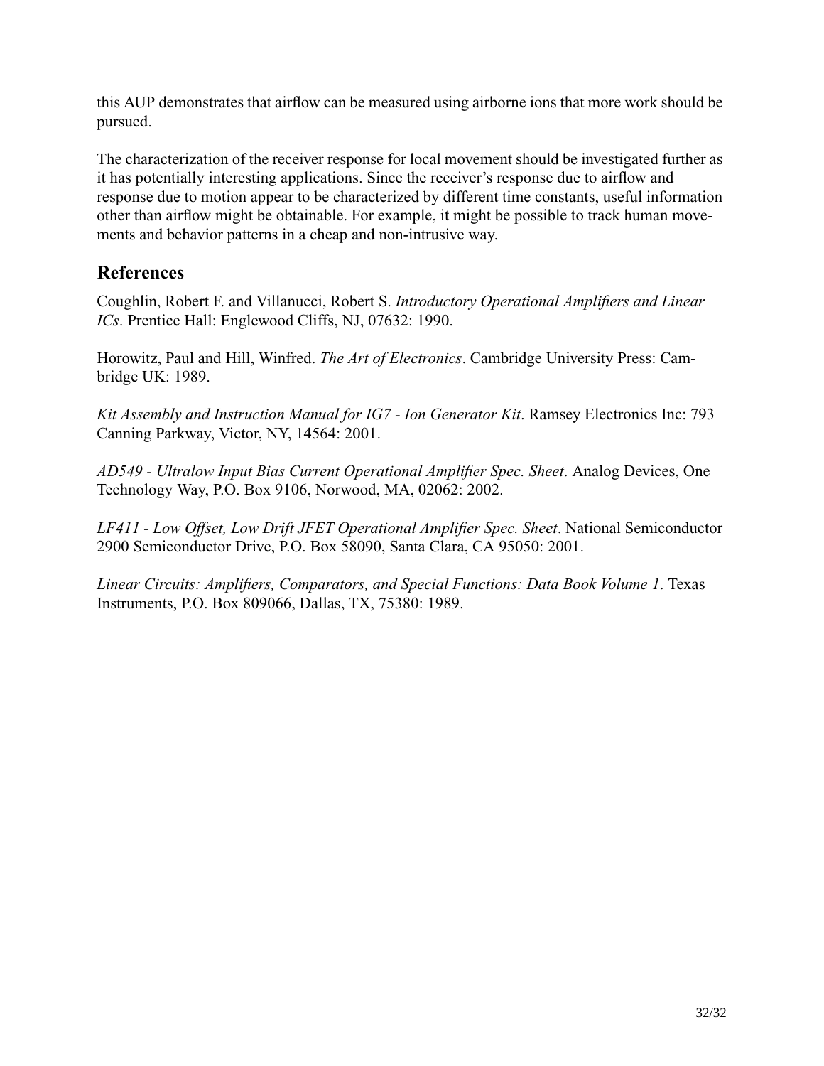this AUP demonstrates that airflow can be measured using airborne ions that more work should be pursued.

The characterization of the receiver response for local movement should be investigated further as it has potentially interesting applications. Since the receiver's response due to airflow and response due to motion appear to be characterized by different time constants, useful information other than airflow might be obtainable. For example, it might be possible to track human movements and behavior patterns in a cheap and non-intrusive way.

## References

Coughlin, Robert F. and Villanucci, Robert S. *Introductory Operational Amplifiers and Linear ICs*. Prentice Hall: Englewood Cliffs, NJ, 07632: 1990.

Horowitz, Paul and Hill, Winfred. *The Art of Electronics*. Cambridge University Press: Cambridge UK: 1989.

*Kit Assembly and Instruction Manual for IG7 - Ion Generator Kit*. Ramsey Electronics Inc: 793 Canning Parkway, Victor, NY, 14564: 2001.

*AD549 - Ultralow Input Bias Current Operational Amplifier Spec. Sheet*. Analog Devices, One Technology Way, P.O. Box 9106, Norwood, MA, 02062: 2002.

*LF411 - Low Offset, Low Drift JFET Operational Amplifier Spec. Sheet*. National Semiconductor 2900 Semiconductor Drive, P.O. Box 58090, Santa Clara, CA 95050: 2001.

*Linear Circuits: Amplifiers, Comparators, and Special Functions: Data Book Volume 1*. Texas Instruments, P.O. Box 809066, Dallas, TX, 75380: 1989.